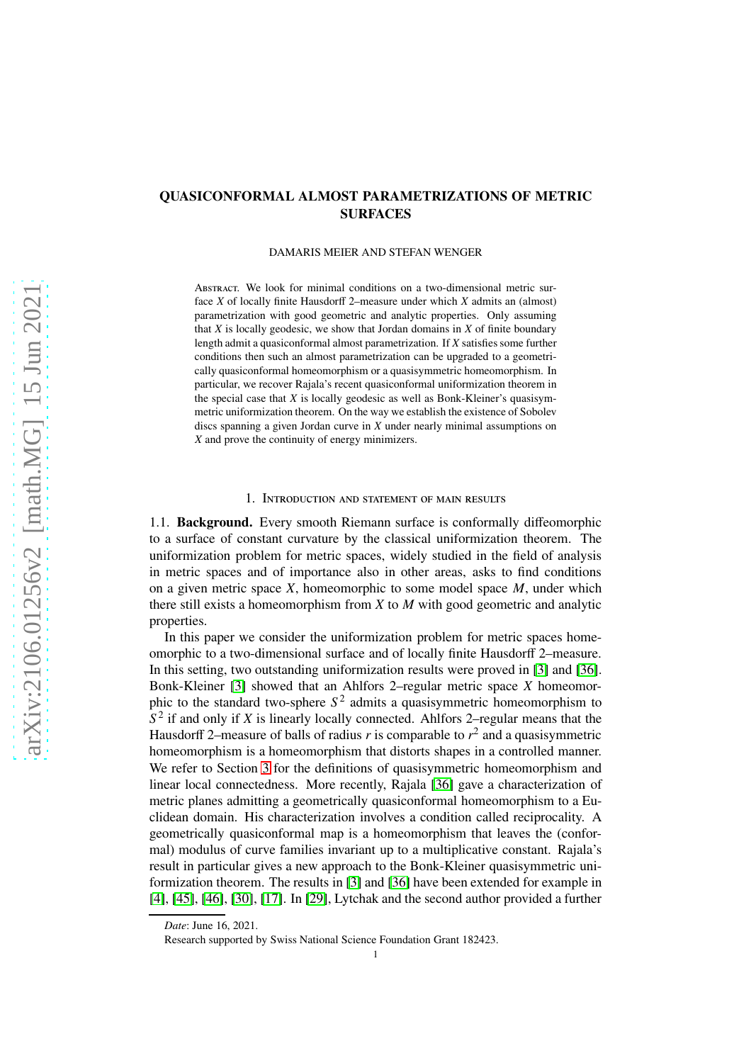# QUASICONFORMAL ALMOST PARAMETRIZATIONS OF METRIC SURFACES

DAMARIS MEIER AND STEFAN WENGER

Abstract. We look for minimal conditions on a two-dimensional metric surface $X$ of locally finite Hausdorff 2–measure under which $X$ admits an (almost) parametrization with good geometric and analytic properties. Only assuming that $X$ is locally geodesic, we show that Jordan domains in $X$ of finite boundary length admit a quasiconformal almost parametrization. If $X$ satisfies some further conditions then such an almost parametrization can be upgraded to a geometrically quasiconformal homeomorphism or a quasisymmetric homeomorphism. In particular, we recover Rajala's recent quasiconformal uniformization theorem in the special case that $X$ is locally geodesic as well as Bonk-Kleiner's quasisymmetric uniformization theorem. On the way we establish the existence of Sobolev discs spanning a given Jordan curve in $X$ under nearly minimal assumptions on $X$ and prove the continuity of energy minimizers.

## 1. Introduction and statement of main results

1.1. **Background.** Every smooth Riemann surface is conformally diffeomorphic to a surface of constant curvature by the classical uniformization theorem. The uniformization problem for metric spaces, widely studied in the field of analysis in metric spaces and of importance also in other areas, asks to find conditions on a given metric space $X$, homeomorphic to some model space $M$, under which there still exists a homeomorphism from $X$ to $M$ with good geometric and analytic properties.

In this paper we consider the uniformization problem for metric spaces homeomorphic to a two-dimensional surface and of locally finite Hausdorff 2–measure. In this setting, two outstanding uniformization results were proved in [3] and [36]. Bonk-Kleiner [3] showed that an Ahlfors 2–regular metric space $X$ homeomorphic to the standard two-sphere $S^2$ admits a quasisymmetric homeomorphism to $S^2$ if and only if $X$ is linearly locally connected. Ahlfors 2–regular means that the Hausdorff 2–measure of balls of radius $r$ is comparable to $r^2$ and a quasisymmetric homeomorphism is a homeomorphism that distorts shapes in a controlled manner. We refer to Section 3 for the definitions of quasisymmetric homeomorphism and linear local connectedness. More recently, Rajala [36] gave a characterization of metric planes admitting a geometrically quasiconformal homeomorphism to a Euclidean domain. His characterization involves a condition called reciprocality. A geometrically quasiconformal map is a homeomorphism that leaves the (conformal) modulus of curve families invariant up to a multiplicative constant. Rajala's result in particular gives a new approach to the Bonk-Kleiner quasisymmetric uniformization theorem. The results in [3] and [36] have been extended for example in [4], [45], [46], [30], [17]. In [29], Lytchak and the second author provided a further

*Date*: June 16, 2021.

Research supported by Swiss National Science Foundation Grant 182423.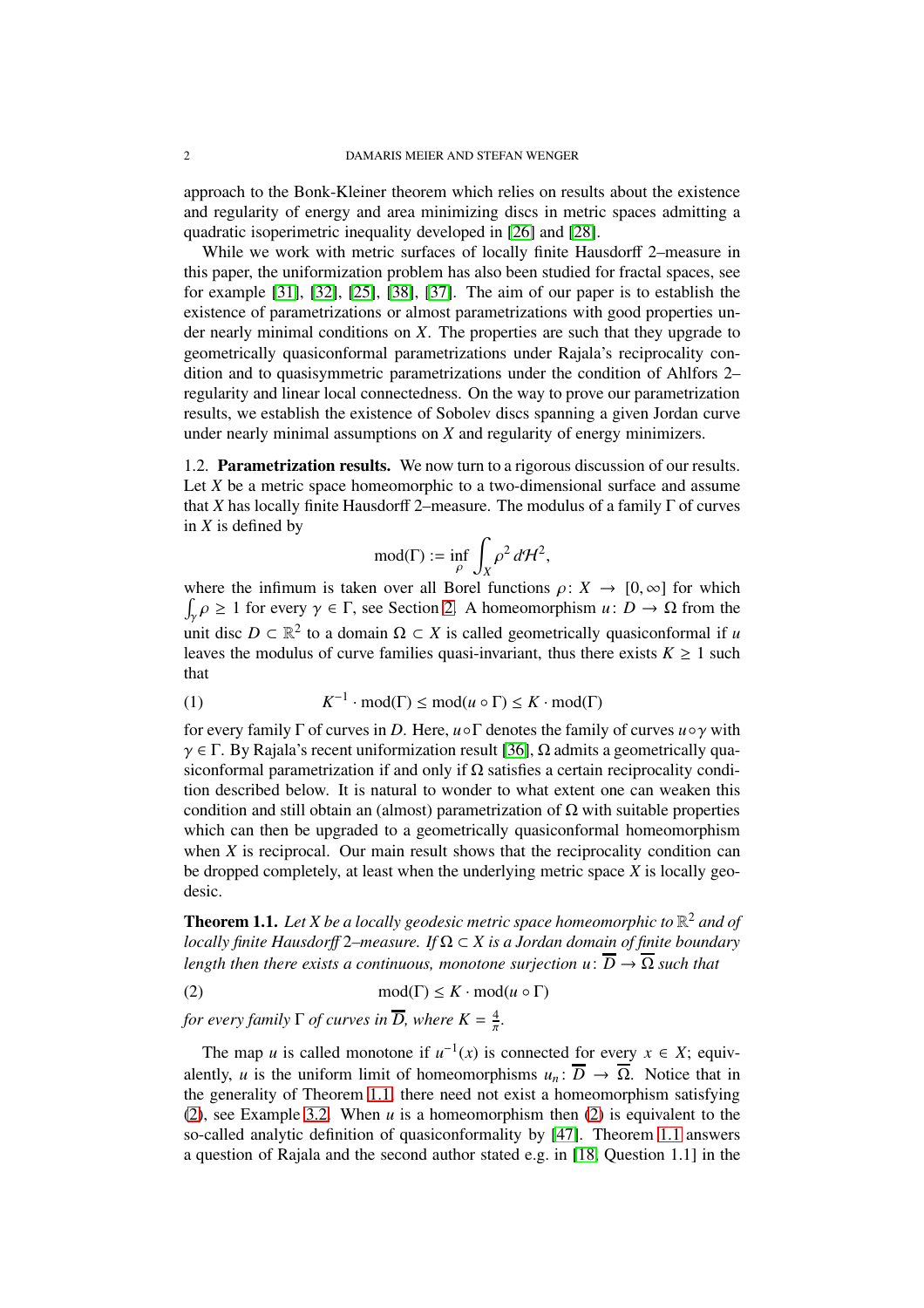approach to the Bonk-Kleiner theorem which relies on results about the existence and regularity of energy and area minimizing discs in metric spaces admitting a quadratic isoperimetric inequality developed in [26] and [28].

While we work with metric surfaces of locally finite Hausdorff 2–measure in this paper, the uniformization problem has also been studied for fractal spaces, see for example [31], [32], [25], [38], [37]. The aim of our paper is to establish the existence of parametrizations or almost parametrizations with good properties under nearly minimal conditions on $X$. The properties are such that they upgrade to geometrically quasiconformal parametrizations under Rajala's reciprocality condition and to quasisymmetric parametrizations under the condition of Ahlfors 2–regularity and linear local connectedness. On the way to prove our parametrization results, we establish the existence of Sobolev discs spanning a given Jordan curve under nearly minimal assumptions on $X$ and regularity of energy minimizers.

## 1.2. Parametrization results.

We now turn to a rigorous discussion of our results. Let $X$ be a metric space homeomorphic to a two-dimensional surface and assume that $X$ has locally finite Hausdorff 2–measure. The modulus of a family $\Gamma$ of curves in $X$ is defined by

$$\operatorname{mod}(\Gamma) := \inf_{\rho} \int_X \rho^2 \, d\mathcal{H}^2,$$

where the infimum is taken over all Borel functions $\rho\colon X \to [0, \infty]$ for which $\int_\gamma \rho \geq 1$ for every $\gamma \in \Gamma$, see Section 2. A homeomorphism $u\colon D \to \Omega$ from the unit disc $D \subset \mathbb{R}^2$ to a domain $\Omega \subset X$ is called geometrically quasiconformal if $u$ leaves the modulus of curve families quasi-invariant, thus there exists $K \geq 1$ such that

$$K^{-1} \cdot \operatorname{mod}(\Gamma) \leq \operatorname{mod}(u \circ \Gamma) \leq K \cdot \operatorname{mod}(\Gamma) \tag{1}$$

for every family $\Gamma$ of curves in $D$. Here, $u \circ \Gamma$ denotes the family of curves $u \circ \gamma$ with $\gamma \in \Gamma$. By Rajala's recent uniformization result [36], $\Omega$ admits a geometrically quasiconformal parametrization if and only if $\Omega$ satisfies a certain reciprocality condition described below. It is natural to wonder to what extent one can weaken this condition and still obtain an (almost) parametrization of $\Omega$ with suitable properties which can then be upgraded to a geometrically quasiconformal homeomorphism when $X$ is reciprocal. Our main result shows that the reciprocality condition can be dropped completely, at least when the underlying metric space $X$ is locally geodesic.

**Theorem 1.1.** *Let $X$ be a locally geodesic metric space homeomorphic to $\mathbb{R}^2$ and of locally finite Hausdorff 2–measure. If $\Omega \subset X$ is a Jordan domain of finite boundary length then there exists a continuous, monotone surjection $u\colon \overline{D} \to \overline{\Omega}$ such that*

$$\operatorname{mod}(\Gamma) \leq K \cdot \operatorname{mod}(u \circ \Gamma) \tag{2}$$

*for every family $\Gamma$ of curves in $\overline{D}$, where $K = \frac{4}{\pi}$.*

The map $u$ is called monotone if $u^{-1}(x)$ is connected for every $x \in X$; equivalently, $u$ is the uniform limit of homeomorphisms $u_n\colon \overline{D} \to \overline{\Omega}$. Notice that in the generality of Theorem 1.1 there need not exist a homeomorphism satisfying (2), see Example 3.2. When $u$ is a homeomorphism then (2) is equivalent to the so-called analytic definition of quasiconformality by [47]. Theorem 1.1 answers a question of Rajala and the second author stated e.g. in [18, Question 1.1] in the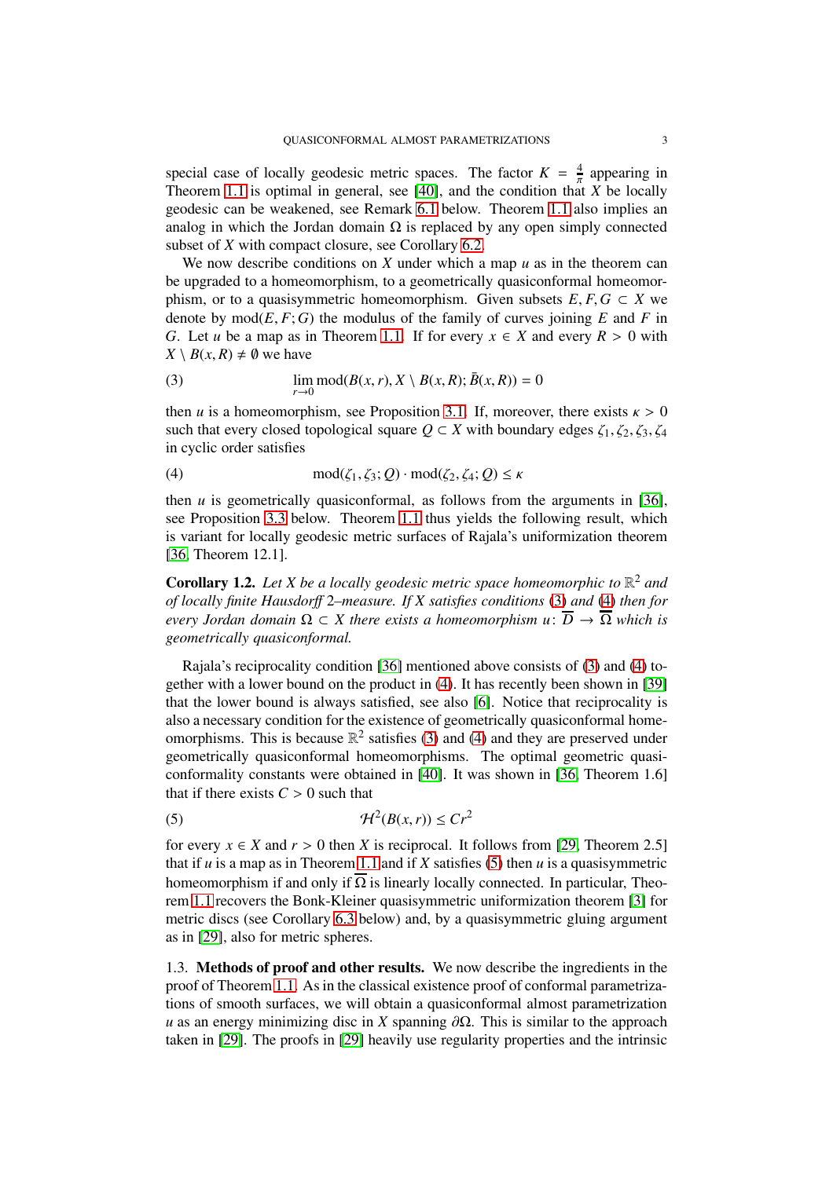special case of locally geodesic metric spaces. The factor $K = \frac{4}{\pi}$ appearing in Theorem 1.1 is optimal in general, see [40], and the condition that $X$ be locally geodesic can be weakened, see Remark 6.1 below. Theorem 1.1 also implies an analog in which the Jordan domain $\Omega$ is replaced by any open simply connected subset of $X$ with compact closure, see Corollary 6.2.

We now describe conditions on $X$ under which a map $u$ as in the theorem can be upgraded to a homeomorphism, to a geometrically quasiconformal homeomorphism, or to a quasisymmetric homeomorphism. Given subsets $E, F, G \subset X$ we denote by $\operatorname{mod}(E, F; G)$ the modulus of the family of curves joining $E$ and $F$ in $G$. Let $u$ be a map as in Theorem 1.1. If for every $x \in X$ and every $R > 0$ with $X \setminus B(x, R) \neq \emptyset$ we have

$$\lim_{r \to 0} \operatorname{mod}(B(x, r), X \setminus B(x, R); \bar{B}(x, R)) = 0 \tag{3}$$

then $u$ is a homeomorphism, see Proposition 3.1. If, moreover, there exists $\kappa > 0$ such that every closed topological square $Q \subset X$ with boundary edges $\zeta_1, \zeta_2, \zeta_3, \zeta_4$ in cyclic order satisfies

$$\operatorname{mod}(\zeta_1, \zeta_3; Q) \cdot \operatorname{mod}(\zeta_2, \zeta_4; Q) \leq \kappa \tag{4}$$

then $u$ is geometrically quasiconformal, as follows from the arguments in [36], see Proposition 3.3 below. Theorem 1.1 thus yields the following result, which is variant for locally geodesic metric surfaces of Rajala's uniformization theorem [36, Theorem 12.1].

**Corollary 1.2.** *Let $X$ be a locally geodesic metric space homeomorphic to $\mathbb{R}^2$ and of locally finite Hausdorff 2–measure. If $X$ satisfies conditions (3) and (4) then for every Jordan domain $\Omega \subset X$ there exists a homeomorphism $u\colon \overline{D} \to \overline{\Omega}$ which is geometrically quasiconformal.*

Rajala's reciprocality condition [36] mentioned above consists of (3) and (4) together with a lower bound on the product in (4). It has recently been shown in [39] that the lower bound is always satisfied, see also [6]. Notice that reciprocality is also a necessary condition for the existence of geometrically quasiconformal homeomorphisms. This is because $\mathbb{R}^2$ satisfies (3) and (4) and they are preserved under geometrically quasiconformal homeomorphisms. The optimal geometric quasiconformality constants were obtained in [40]. It was shown in [36, Theorem 1.6] that if there exists $C > 0$ such that

$$\mathcal{H}^2(B(x, r)) \leq Cr^2 \tag{5}$$

for every $x \in X$ and $r > 0$ then $X$ is reciprocal. It follows from [29, Theorem 2.5] that if $u$ is a map as in Theorem 1.1 and if $X$ satisfies (5) then $u$ is a quasisymmetric homeomorphism if and only if $\overline{\Omega}$ is linearly locally connected. In particular, Theorem 1.1 recovers the Bonk-Kleiner quasisymmetric uniformization theorem [3] for metric discs (see Corollary 6.3 below) and, by a quasisymmetric gluing argument as in [29], also for metric spheres.

1.3. **Methods of proof and other results.** We now describe the ingredients in the proof of Theorem 1.1. As in the classical existence proof of conformal parametrizations of smooth surfaces, we will obtain a quasiconformal almost parametrization $u$ as an energy minimizing disc in $X$ spanning $\partial\Omega$. This is similar to the approach taken in [29]. The proofs in [29] heavily use regularity properties and the intrinsic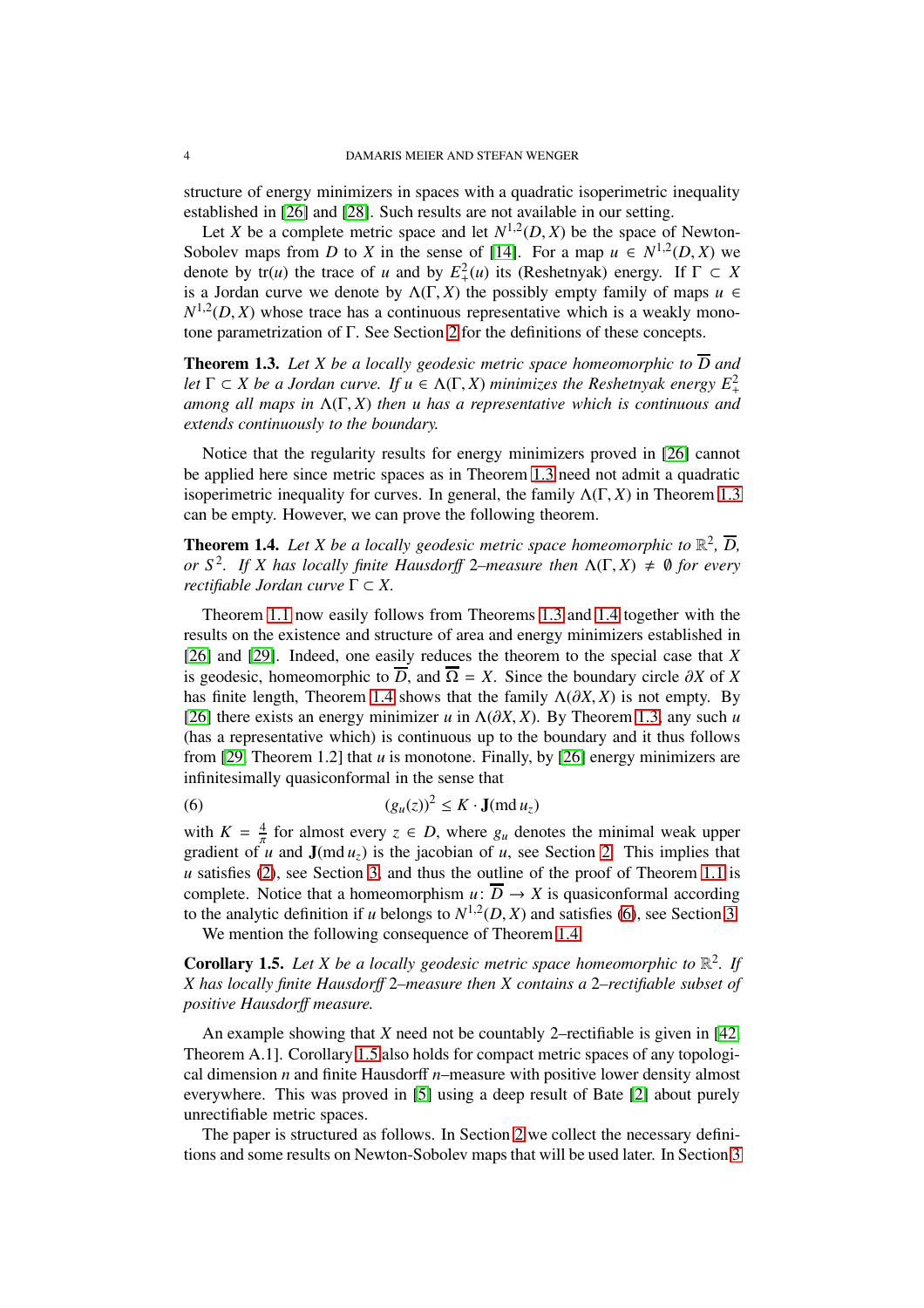structure of energy minimizers in spaces with a quadratic isoperimetric inequality established in [26] and [28]. Such results are not available in our setting.

Let $X$ be a complete metric space and let $N^{1,2}(D, X)$ be the space of Newton-Sobolev maps from $D$ to $X$ in the sense of [14]. For a map $u \in N^{1,2}(D, X)$ we denote by $\operatorname{tr}(u)$ the trace of $u$ and by $E_+^2(u)$ its (Reshetnyak) energy. If $\Gamma \subset X$ is a Jordan curve we denote by $\Lambda(\Gamma, X)$ the possibly empty family of maps $u \in N^{1,2}(D, X)$ whose trace has a continuous representative which is a weakly monotone parametrization of $\Gamma$. See Section 2 for the definitions of these concepts.

**Theorem 1.3.** *Let $X$ be a locally geodesic metric space homeomorphic to $\overline{D}$ and let $\Gamma \subset X$ be a Jordan curve. If $u \in \Lambda(\Gamma, X)$ minimizes the Reshetnyak energy $E_+^2$ among all maps in $\Lambda(\Gamma, X)$ then $u$ has a representative which is continuous and extends continuously to the boundary.*

Notice that the regularity results for energy minimizers proved in [26] cannot be applied here since metric spaces as in Theorem 1.3 need not admit a quadratic isoperimetric inequality for curves. In general, the family $\Lambda(\Gamma, X)$ in Theorem 1.3 can be empty. However, we can prove the following theorem.

**Theorem 1.4.** *Let $X$ be a locally geodesic metric space homeomorphic to $\mathbb{R}^2$, $\overline{D}$, or $S^2$. If $X$ has locally finite Hausdorff 2–measure then $\Lambda(\Gamma, X) \neq \emptyset$ for every rectifiable Jordan curve $\Gamma \subset X$.*

Theorem 1.1 now easily follows from Theorems 1.3 and 1.4 together with the results on the existence and structure of area and energy minimizers established in [26] and [29]. Indeed, one easily reduces the theorem to the special case that $X$ is geodesic, homeomorphic to $\overline{D}$, and $\overline{\Omega} = X$. Since the boundary circle $\partial X$ of $X$ has finite length, Theorem 1.4 shows that the family $\Lambda(\partial X, X)$ is not empty. By [26] there exists an energy minimizer $u$ in $\Lambda(\partial X, X)$. By Theorem 1.3, any such $u$ (has a representative which) is continuous up to the boundary and it thus follows from [29, Theorem 1.2] that $u$ is monotone. Finally, by [26] energy minimizers are infinitesimally quasiconformal in the sense that

$$(g_u(z))^2 \leq K \cdot \mathbf{J}(\operatorname{md} u_z) \tag{6}$$

with $K = \frac{4}{\pi}$ for almost every $z \in D$, where $g_u$ denotes the minimal weak upper gradient of $u$ and $\mathbf{J}(\operatorname{md} u_z)$ is the jacobian of $u$, see Section 2. This implies that $u$ satisfies (2), see Section 3, and thus the outline of the proof of Theorem 1.1 is complete. Notice that a homeomorphism $u\colon \overline{D} \to X$ is quasiconformal according to the analytic definition if $u$ belongs to $N^{1,2}(D, X)$ and satisfies (6), see Section 3.

We mention the following consequence of Theorem 1.4.

**Corollary 1.5.** *Let $X$ be a locally geodesic metric space homeomorphic to $\mathbb{R}^2$. If $X$ has locally finite Hausdorff 2–measure then $X$ contains a 2–rectifiable subset of positive Hausdorff measure.*

An example showing that $X$ need not be countably 2–rectifiable is given in [42, Theorem A.1]. Corollary 1.5 also holds for compact metric spaces of any topological dimension $n$ and finite Hausdorff $n$–measure with positive lower density almost everywhere. This was proved in [5] using a deep result of Bate [2] about purely unrectifiable metric spaces.

The paper is structured as follows. In Section 2 we collect the necessary definitions and some results on Newton-Sobolev maps that will be used later. In Section 3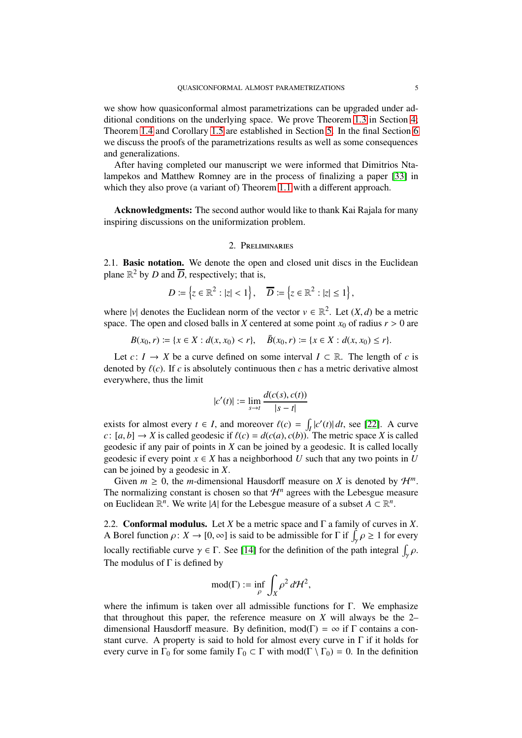we show how quasiconformal almost parametrizations can be upgraded under additional conditions on the underlying space. We prove Theorem 1.3 in Section 4. Theorem 1.4 and Corollary 1.5 are established in Section 5. In the final Section 6 we discuss the proofs of the parametrizations results as well as some consequences and generalizations.

After having completed our manuscript we were informed that Dimitrios Ntalampekos and Matthew Romney are in the process of finalizing a paper [33] in which they also prove (a variant of) Theorem 1.1 with a different approach.

**Acknowledgments:** The second author would like to thank Kai Rajala for many inspiring discussions on the uniformization problem.

## 2. Preliminaries

2.1. **Basic notation.** We denote the open and closed unit discs in the Euclidean plane $\mathbb{R}^2$ by $D$ and $\overline{D}$, respectively; that is,

$$D := \left\{z \in \mathbb{R}^2 : |z| < 1\right\}, \quad \overline{D} := \left\{z \in \mathbb{R}^2 : |z| \leq 1\right\},$$

where $|v|$ denotes the Euclidean norm of the vector $v \in \mathbb{R}^2$. Let $(X, d)$ be a metric space. The open and closed balls in $X$ centered at some point $x_0$ of radius $r > 0$ are

$$B(x_0, r) := \{x \in X : d(x, x_0) < r\}, \quad \bar{B}(x_0, r) := \{x \in X : d(x, x_0) \leq r\}.$$

Let $c\colon I \to X$ be a curve defined on some interval $I \subset \mathbb{R}$. The length of $c$ is denoted by $\ell(c)$. If $c$ is absolutely continuous then $c$ has a metric derivative almost everywhere, thus the limit

$$|c'(t)| := \lim_{s \to t} \frac{d(c(s), c(t))}{|s - t|}$$

exists for almost every $t \in I$, and moreover $\ell(c) = \int_I |c'(t)|\, dt$, see [22]. A curve $c\colon [a, b] \to X$ is called geodesic if $\ell(c) = d(c(a), c(b))$. The metric space $X$ is called geodesic if any pair of points in $X$ can be joined by a geodesic. It is called locally geodesic if every point $x \in X$ has a neighborhood $U$ such that any two points in $U$ can be joined by a geodesic in $X$.

Given $m \geq 0$, the $m$-dimensional Hausdorff measure on $X$ is denoted by $\mathcal{H}^m$. The normalizing constant is chosen so that $\mathcal{H}^n$ agrees with the Lebesgue measure on Euclidean $\mathbb{R}^n$. We write $|A|$ for the Lebesgue measure of a subset $A \subset \mathbb{R}^n$.

2.2. **Conformal modulus.** Let $X$ be a metric space and $\Gamma$ a family of curves in $X$. A Borel function $\rho\colon X \to [0, \infty]$ is said to be admissible for $\Gamma$ if $\int_\gamma \rho \geq 1$ for every locally rectifiable curve $\gamma \in \Gamma$. See [14] for the definition of the path integral $\int_\gamma \rho$. The modulus of $\Gamma$ is defined by

$$\operatorname{mod}(\Gamma) := \inf_\rho \int_X \rho^2 \, d\mathcal{H}^2,$$

where the infimum is taken over all admissible functions for $\Gamma$. We emphasize that throughout this paper, the reference measure on $X$ will always be the 2–dimensional Hausdorff measure. By definition, $\operatorname{mod}(\Gamma) = \infty$ if $\Gamma$ contains a constant curve. A property is said to hold for almost every curve in $\Gamma$ if it holds for every curve in $\Gamma_0$ for some family $\Gamma_0 \subset \Gamma$ with $\operatorname{mod}(\Gamma \setminus \Gamma_0) = 0$. In the definition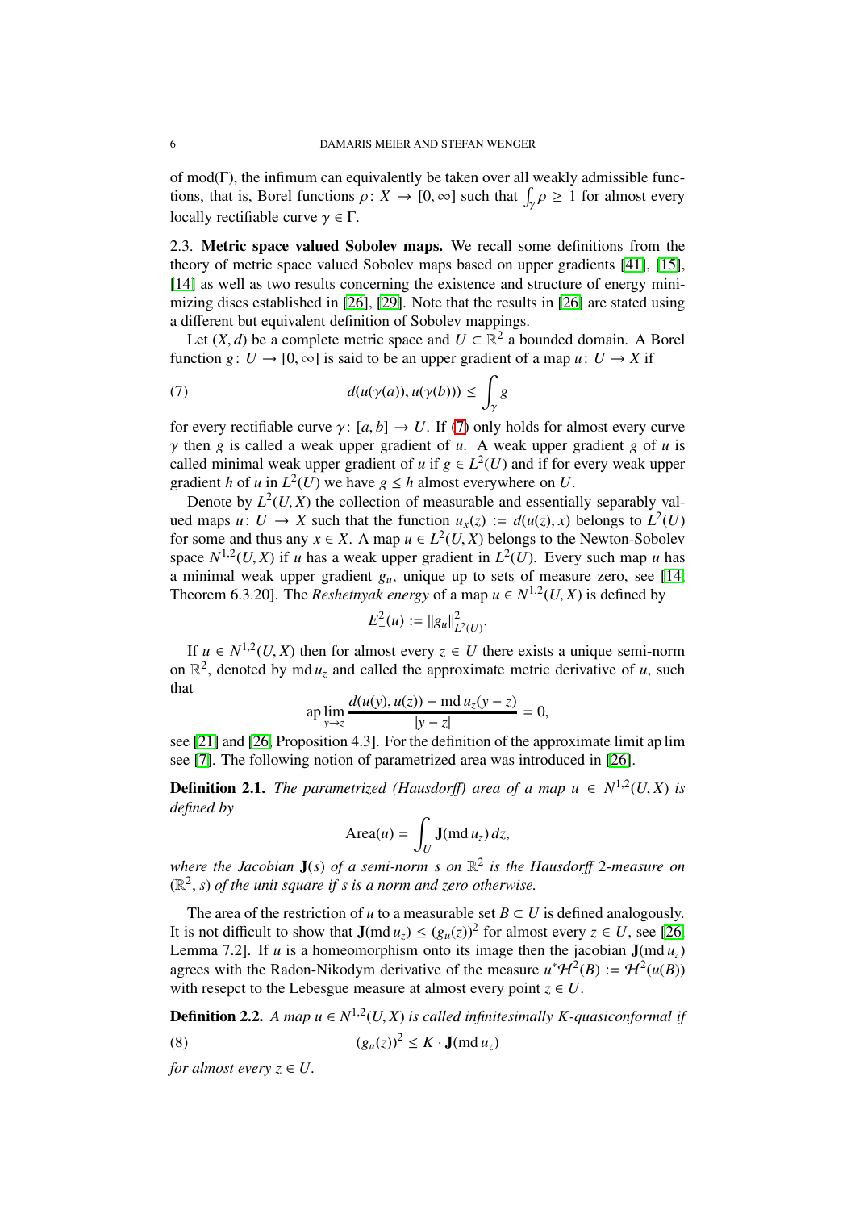of $\operatorname{mod}(\Gamma)$, the infimum can equivalently be taken over all weakly admissible functions, that is, Borel functions $\rho\colon X \to [0,\infty]$ such that $\int_\gamma \rho \geq 1$ for almost every locally rectifiable curve $\gamma \in \Gamma$.

2.3. **Metric space valued Sobolev maps.** We recall some definitions from the theory of metric space valued Sobolev maps based on upper gradients [41], [15], [14] as well as two results concerning the existence and structure of energy minimizing discs established in [26], [29]. Note that the results in [26] are stated using a different but equivalent definition of Sobolev mappings.

Let $(X, d)$ be a complete metric space and $U \subset \mathbb{R}^2$ a bounded domain. A Borel function $g\colon U \to [0, \infty]$ is said to be an upper gradient of a map $u\colon U \to X$ if

$$d(u(\gamma(a)), u(\gamma(b))) \leq \int_\gamma g \tag{7}$$

for every rectifiable curve $\gamma\colon [a, b] \to U$. If (7) only holds for almost every curve $\gamma$ then $g$ is called a weak upper gradient of $u$. A weak upper gradient $g$ of $u$ is called minimal weak upper gradient of $u$ if $g \in L^2(U)$ and if for every weak upper gradient $h$ of $u$ in $L^2(U)$ we have $g \leq h$ almost everywhere on $U$.

Denote by $L^2(U, X)$ the collection of measurable and essentially separably valued maps $u\colon U \to X$ such that the function $u_x(z) := d(u(z), x)$ belongs to $L^2(U)$ for some and thus any $x \in X$. A map $u \in L^2(U, X)$ belongs to the Newton-Sobolev space $N^{1,2}(U, X)$ if $u$ has a weak upper gradient in $L^2(U)$. Every such map $u$ has a minimal weak upper gradient $g_u$, unique up to sets of measure zero, see [14, Theorem 6.3.20]. The *Reshetnyak energy* of a map $u \in N^{1,2}(U, X)$ is defined by

$$E_+^2(u) := \|g_u\|^2_{L^2(U)}.$$

If $u \in N^{1,2}(U, X)$ then for almost every $z \in U$ there exists a unique semi-norm on $\mathbb{R}^2$, denoted by $\operatorname{md} u_z$ and called the approximate metric derivative of $u$, such that

$$\operatorname*{ap\,lim}_{y\to z} \frac{d(u(y), u(z)) - \operatorname{md} u_z(y - z)}{|y - z|} = 0,$$

see [21] and [26, Proposition 4.3]. For the definition of the approximate limit ap lim see [7]. The following notion of parametrized area was introduced in [26].

**Definition 2.1.** *The parametrized (Hausdorff) area of a map $u \in N^{1,2}(U, X)$ is defined by*

$$\operatorname{Area}(u) = \int_U \mathbf{J}(\operatorname{md} u_z)\, dz,$$

*where the Jacobian $\mathbf{J}(s)$ of a semi-norm $s$ on $\mathbb{R}^2$ is the Hausdorff 2-measure on $(\mathbb{R}^2, s)$ of the unit square if $s$ is a norm and zero otherwise.*

The area of the restriction of $u$ to a measurable set $B \subset U$ is defined analogously. It is not difficult to show that $\mathbf{J}(\operatorname{md} u_z) \leq (g_u(z))^2$ for almost every $z \in U$, see [26, Lemma 7.2]. If $u$ is a homeomorphism onto its image then the jacobian $\mathbf{J}(\operatorname{md} u_z)$ agrees with the Radon-Nikodym derivative of the measure $u^*\mathcal{H}^2(B) := \mathcal{H}^2(u(B))$ with resepct to the Lebesgue measure at almost every point $z \in U$.

**Definition 2.2.** *A map $u \in N^{1,2}(U, X)$ is called infinitesimally $K$-quasiconformal if*

$$(g_u(z))^2 \leq K \cdot \mathbf{J}(\operatorname{md} u_z) \tag{8}$$

*for almost every $z \in U$.*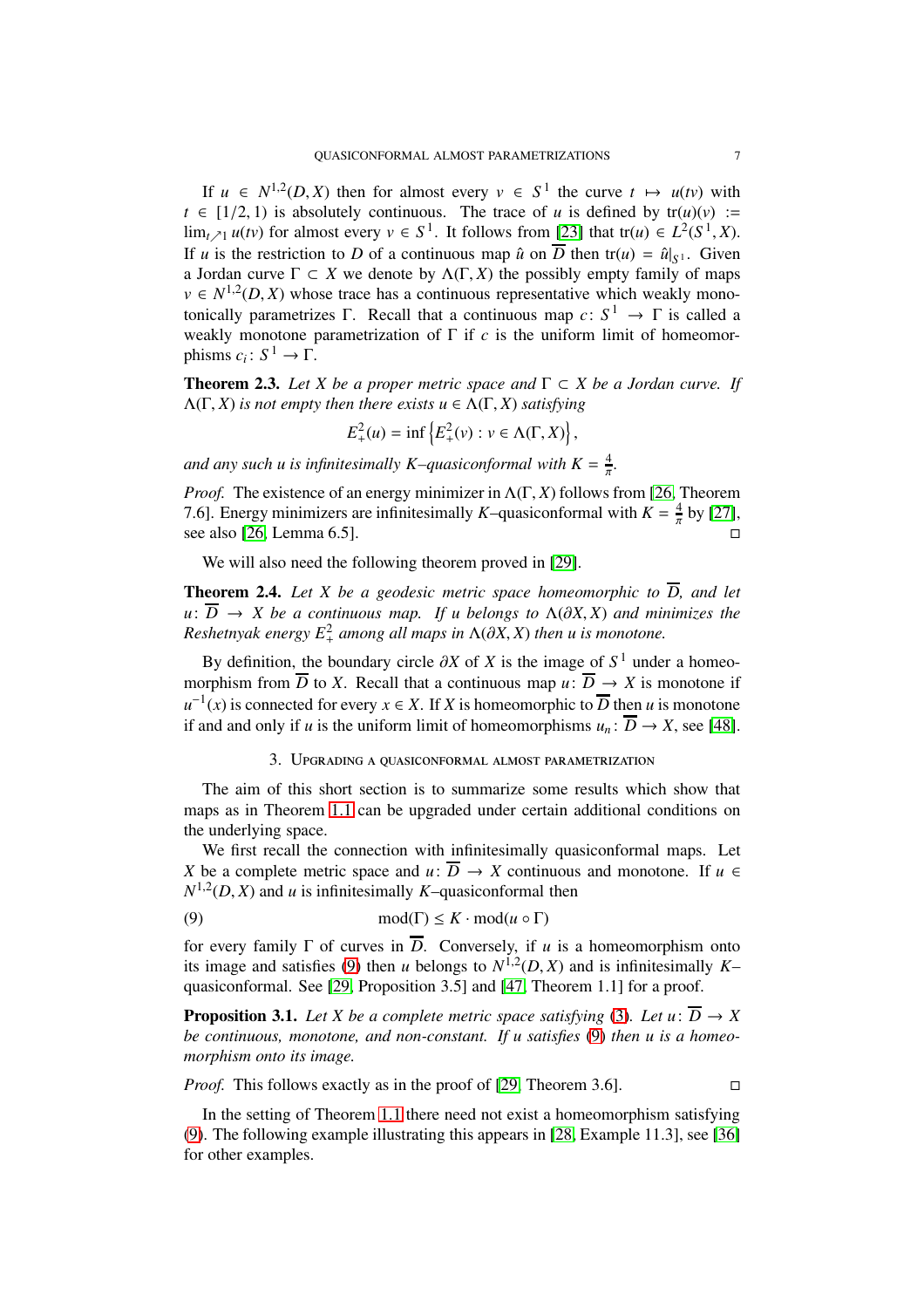If $u \in N^{1,2}(D, X)$ then for almost every $v \in S^1$ the curve $t \mapsto u(tv)$ with $t \in [1/2, 1)$ is absolutely continuous. The trace of $u$ is defined by $\operatorname{tr}(u)(v) := \lim_{t \nearrow 1} u(tv)$ for almost every $v \in S^1$. It follows from [23] that $\operatorname{tr}(u) \in L^2(S^1, X)$. If $u$ is the restriction to $D$ of a continuous map $\hat{u}$ on $\overline{D}$ then $\operatorname{tr}(u) = \hat{u}|_{S^1}$. Given a Jordan curve $\Gamma \subset X$ we denote by $\Lambda(\Gamma, X)$ the possibly empty family of maps $v \in N^{1,2}(D, X)$ whose trace has a continuous representative which weakly monotonically parametrizes $\Gamma$. Recall that a continuous map $c \colon S^1 \to \Gamma$ is called a weakly monotone parametrization of $\Gamma$ if $c$ is the uniform limit of homeomorphisms $c_i \colon S^1 \to \Gamma$.

**Theorem 2.3.** *Let $X$ be a proper metric space and $\Gamma \subset X$ be a Jordan curve. If $\Lambda(\Gamma, X)$ is not empty then there exists $u \in \Lambda(\Gamma, X)$ satisfying*

$$E_+^2(u) = \inf\left\{E_+^2(v) : v \in \Lambda(\Gamma, X)\right\},$$

*and any such $u$ is infinitesimally $K$–quasiconformal with $K = \frac{4}{\pi}$.*

*Proof.* The existence of an energy minimizer in $\Lambda(\Gamma, X)$ follows from [26, Theorem 7.6]. Energy minimizers are infinitesimally $K$–quasiconformal with $K = \frac{4}{\pi}$ by [27], see also [26, Lemma 6.5]. □

We will also need the following theorem proved in [29].

**Theorem 2.4.** *Let $X$ be a geodesic metric space homeomorphic to $\overline{D}$, and let $u \colon \overline{D} \to X$ be a continuous map. If $u$ belongs to $\Lambda(\partial X, X)$ and minimizes the Reshetnyak energy $E_+^2$ among all maps in $\Lambda(\partial X, X)$ then $u$ is monotone.*

By definition, the boundary circle $\partial X$ of $X$ is the image of $S^1$ under a homeomorphism from $\overline{D}$ to $X$. Recall that a continuous map $u \colon \overline{D} \to X$ is monotone if $u^{-1}(x)$ is connected for every $x \in X$. If $X$ is homeomorphic to $\overline{D}$ then $u$ is monotone if and and only if $u$ is the uniform limit of homeomorphisms $u_n \colon \overline{D} \to X$, see [48].

## 3. Upgrading a quasiconformal almost parametrization

The aim of this short section is to summarize some results which show that maps as in Theorem 1.1 can be upgraded under certain additional conditions on the underlying space.

We first recall the connection with infinitesimally quasiconformal maps. Let $X$ be a complete metric space and $u \colon \overline{D} \to X$ continuous and monotone. If $u \in N^{1,2}(D, X)$ and $u$ is infinitesimally $K$–quasiconformal then

$$\operatorname{mod}(\Gamma) \leq K \cdot \operatorname{mod}(u \circ \Gamma) \tag{9}$$

for every family $\Gamma$ of curves in $\overline{D}$. Conversely, if $u$ is a homeomorphism onto its image and satisfies (9) then $u$ belongs to $N^{1,2}(D, X)$ and is infinitesimally $K$–quasiconformal. See [29, Proposition 3.5] and [47, Theorem 1.1] for a proof.

**Proposition 3.1.** *Let $X$ be a complete metric space satisfying (3). Let $u \colon \overline{D} \to X$ be continuous, monotone, and non-constant. If $u$ satisfies (9) then $u$ is a homeomorphism onto its image.*

*Proof.* This follows exactly as in the proof of [29, Theorem 3.6]. □

In the setting of Theorem 1.1 there need not exist a homeomorphism satisfying (9). The following example illustrating this appears in [28, Example 11.3], see [36] for other examples.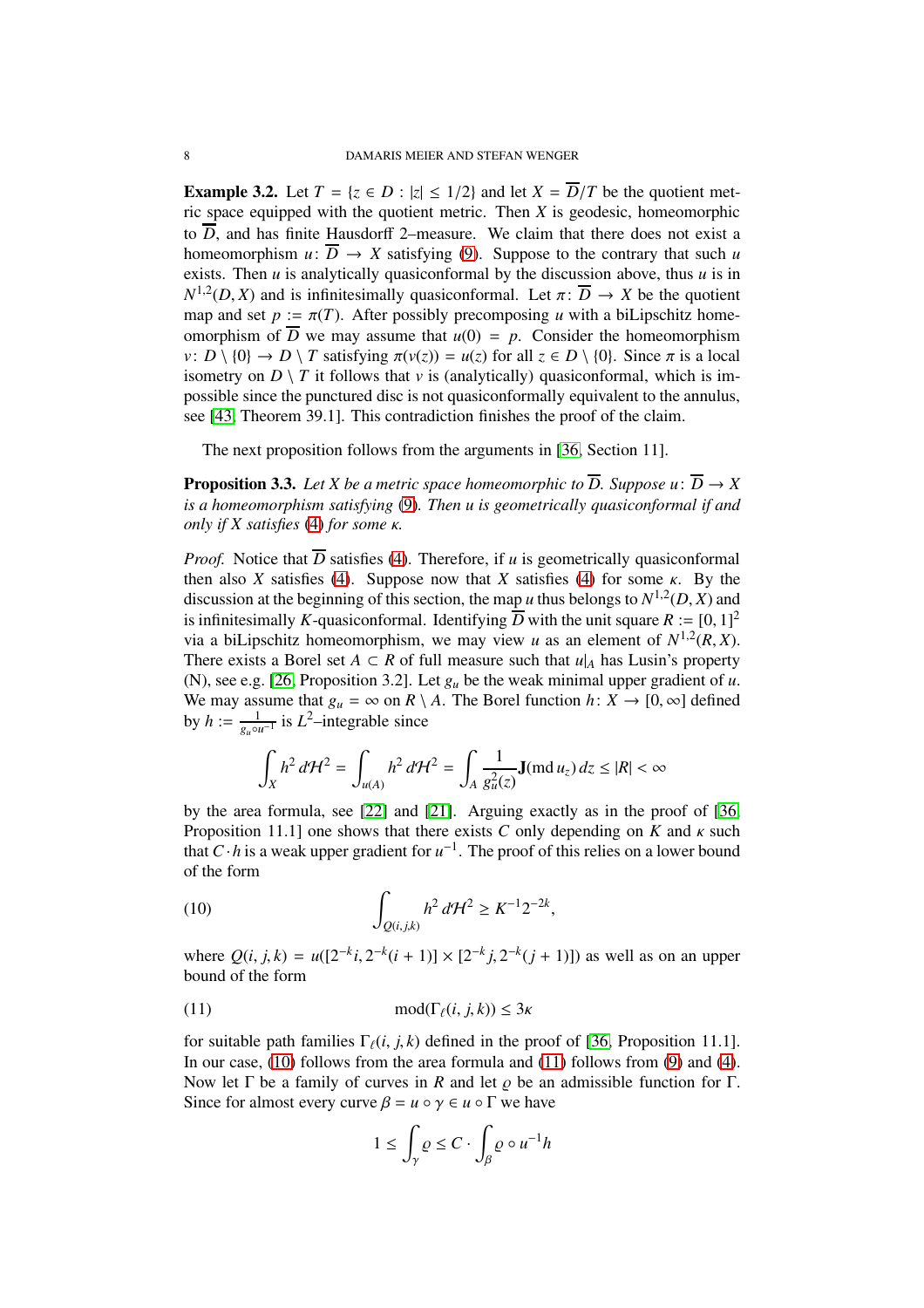**Example 3.2.** Let $T = \{z \in D : |z| \leq 1/2\}$ and let $X = \overline{D}/T$ be the quotient metric space equipped with the quotient metric. Then $X$ is geodesic, homeomorphic to $\overline{D}$, and has finite Hausdorff 2–measure. We claim that there does not exist a homeomorphism $u \colon \overline{D} \to X$ satisfying (9). Suppose to the contrary that such $u$ exists. Then $u$ is analytically quasiconformal by the discussion above, thus $u$ is in $N^{1,2}(D, X)$ and is infinitesimally quasiconformal. Let $\pi \colon \overline{D} \to X$ be the quotient map and set $p := \pi(T)$. After possibly precomposing $u$ with a biLipschitz homeomorphism of $\overline{D}$ we may assume that $u(0) = p$. Consider the homeomorphism $v \colon D \setminus \{0\} \to D \setminus T$ satisfying $\pi(v(z)) = u(z)$ for all $z \in D \setminus \{0\}$. Since $\pi$ is a local isometry on $D \setminus T$ it follows that $v$ is (analytically) quasiconformal, which is impossible since the punctured disc is not quasiconformally equivalent to the annulus, see [43, Theorem 39.1]. This contradiction finishes the proof of the claim.

The next proposition follows from the arguments in [36, Section 11].

**Proposition 3.3.** *Let $X$ be a metric space homeomorphic to $\overline{D}$. Suppose $u \colon \overline{D} \to X$ is a homeomorphism satisfying* (9)*. Then $u$ is geometrically quasiconformal if and only if $X$ satisfies* (4) *for some $\kappa$.*

*Proof.* Notice that $\overline{D}$ satisfies (4). Therefore, if $u$ is geometrically quasiconformal then also $X$ satisfies (4). Suppose now that $X$ satisfies (4) for some $\kappa$. By the discussion at the beginning of this section, the map $u$ thus belongs to $N^{1,2}(D, X)$ and is infinitesimally $K$-quasiconformal. Identifying $\overline{D}$ with the unit square $R := [0, 1]^2$ via a biLipschitz homeomorphism, we may view $u$ as an element of $N^{1,2}(R, X)$. There exists a Borel set $A \subset R$ of full measure such that $u|_A$ has Lusin's property (N), see e.g. [26, Proposition 3.2]. Let $g_u$ be the weak minimal upper gradient of $u$. We may assume that $g_u = \infty$ on $R \setminus A$. The Borel function $h \colon X \to [0, \infty]$ defined by $h := \frac{1}{g_u \circ u^{-1}}$ is $L^2$–integrable since

$$\int_X h^2 \, d\mathcal{H}^2 = \int_{u(A)} h^2 \, d\mathcal{H}^2 = \int_A \frac{1}{g_u^2(z)} \mathbf{J}(\operatorname{md} u_z) \, dz \leq |R| < \infty$$

by the area formula, see [22] and [21]. Arguing exactly as in the proof of [36, Proposition 11.1] one shows that there exists $C$ only depending on $K$ and $\kappa$ such that $C \cdot h$ is a weak upper gradient for $u^{-1}$. The proof of this relies on a lower bound of the form

$$\int_{Q(i,j,k)} h^2 \, d\mathcal{H}^2 \geq K^{-1} 2^{-2k}, \tag{10}$$

where $Q(i, j, k) = u([2^{-k} i, 2^{-k}(i + 1)] \times [2^{-k} j, 2^{-k}(j + 1)])$ as well as on an upper bound of the form

$$\operatorname{mod}(\Gamma_\ell(i, j, k)) \leq 3\kappa \tag{11}$$

for suitable path families $\Gamma_\ell(i, j, k)$ defined in the proof of [36, Proposition 11.1]. In our case, (10) follows from the area formula and (11) follows from (9) and (4). Now let $\Gamma$ be a family of curves in $R$ and let $\varrho$ be an admissible function for $\Gamma$. Since for almost every curve $\beta = u \circ \gamma \in u \circ \Gamma$ we have

$$1 \leq \int_\gamma \varrho \leq C \cdot \int_\beta \varrho \circ u^{-1} h$$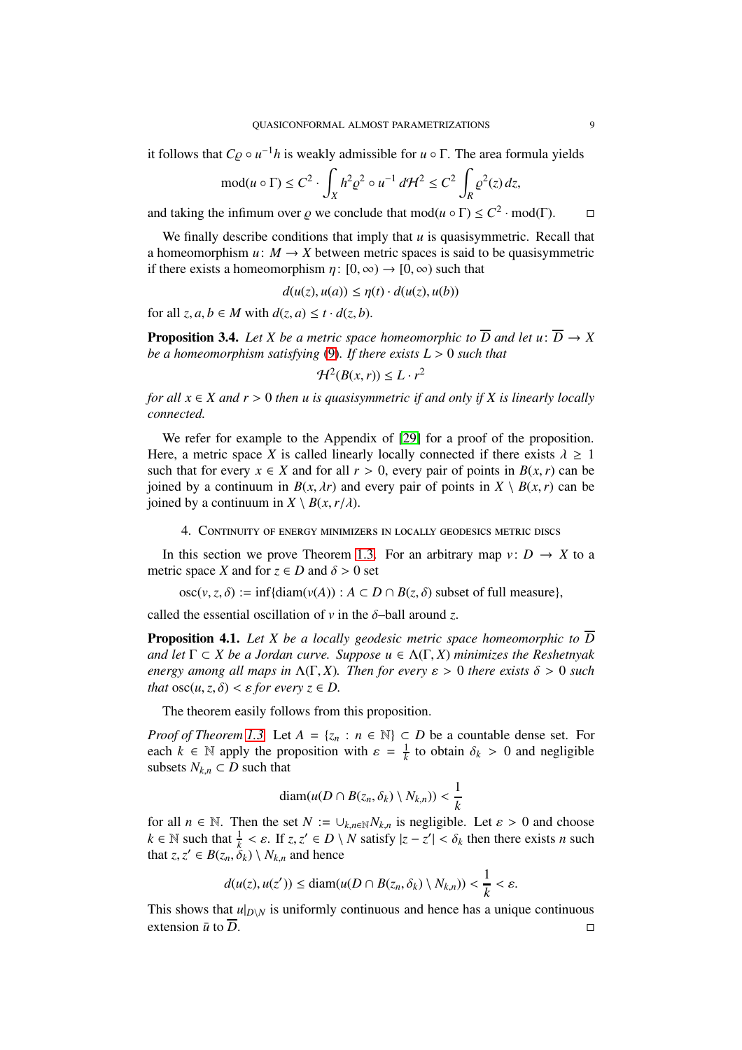it follows that $C\varrho \circ u^{-1} h$ is weakly admissible for $u \circ \Gamma$. The area formula yields

$$\operatorname{mod}(u \circ \Gamma) \leq C^2 \cdot \int_X h^2 \varrho^2 \circ u^{-1} \, d\mathcal{H}^2 \leq C^2 \int_R \varrho^2(z)\, dz,$$

and taking the infimum over $\varrho$ we conclude that $\operatorname{mod}(u \circ \Gamma) \leq C^2 \cdot \operatorname{mod}(\Gamma)$. □

We finally describe conditions that imply that $u$ is quasisymmetric. Recall that a homeomorphism $u\colon M \to X$ between metric spaces is said to be quasisymmetric if there exists a homeomorphism $\eta\colon [0, \infty) \to [0, \infty)$ such that

$$d(u(z), u(a)) \leq \eta(t) \cdot d(u(z), u(b))$$

for all $z, a, b \in M$ with $d(z, a) \leq t \cdot d(z, b)$.

**Proposition 3.4.** *Let $X$ be a metric space homeomorphic to $\overline{D}$ and let $u\colon \overline{D} \to X$ be a homeomorphism satisfying (9). If there exists $L > 0$ such that*

$$\mathcal{H}^2(B(x, r)) \leq L \cdot r^2$$

*for all $x \in X$ and $r > 0$ then $u$ is quasisymmetric if and only if $X$ is linearly locally connected.*

We refer for example to the Appendix of [29] for a proof of the proposition. Here, a metric space $X$ is called linearly locally connected if there exists $\lambda \geq 1$ such that for every $x \in X$ and for all $r > 0$, every pair of points in $B(x, r)$ can be joined by a continuum in $B(x, \lambda r)$ and every pair of points in $X \setminus B(x, r)$ can be joined by a continuum in $X \setminus B(x, r/\lambda)$.

## 4. Continuity of energy minimizers in locally geodesics metric discs

In this section we prove Theorem 1.3. For an arbitrary map $v\colon D \to X$ to a metric space $X$ and for $z \in D$ and $\delta > 0$ set

$$\operatorname{osc}(v, z, \delta) := \inf\{\operatorname{diam}(v(A)) : A \subset D \cap B(z, \delta) \text{ subset of full measure}\},$$

called the essential oscillation of $v$ in the $\delta$–ball around $z$.

**Proposition 4.1.** *Let $X$ be a locally geodesic metric space homeomorphic to $\overline{D}$ and let $\Gamma \subset X$ be a Jordan curve. Suppose $u \in \Lambda(\Gamma, X)$ minimizes the Reshetnyak energy among all maps in $\Lambda(\Gamma, X)$. Then for every $\varepsilon > 0$ there exists $\delta > 0$ such that $\operatorname{osc}(u, z, \delta) < \varepsilon$ for every $z \in D$.*

The theorem easily follows from this proposition.

*Proof of Theorem 1.3.* Let $A = \{z_n : n \in \mathbb{N}\} \subset D$ be a countable dense set. For each $k \in \mathbb{N}$ apply the proposition with $\varepsilon = \frac{1}{k}$ to obtain $\delta_k > 0$ and negligible subsets $N_{k,n} \subset D$ such that

$$\operatorname{diam}(u(D \cap B(z_n, \delta_k) \setminus N_{k,n})) < \frac{1}{k}$$

for all $n \in \mathbb{N}$. Then the set $N := \cup_{k,n \in \mathbb{N}} N_{k,n}$ is negligible. Let $\varepsilon > 0$ and choose $k \in \mathbb{N}$ such that $\frac{1}{k} < \varepsilon$. If $z, z' \in D \setminus N$ satisfy $|z - z'| < \delta_k$ then there exists $n$ such that $z, z' \in B(z_n, \delta_k) \setminus N_{k,n}$ and hence

$$d(u(z), u(z')) \leq \operatorname{diam}(u(D \cap B(z_n, \delta_k) \setminus N_{k,n})) < \frac{1}{k} < \varepsilon.$$

This shows that $u|_{D \setminus N}$ is uniformly continuous and hence has a unique continuous extension $\bar{u}$ to $\overline{D}$. □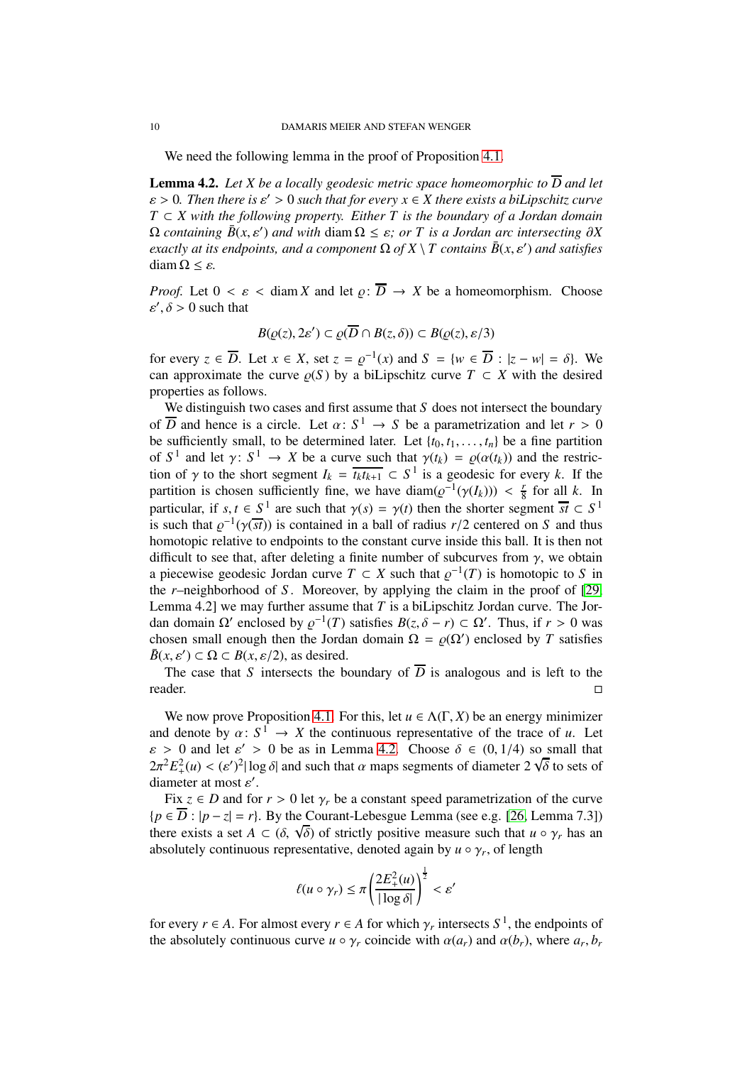We need the following lemma in the proof of Proposition 4.1.

**Lemma 4.2.** *Let $X$ be a locally geodesic metric space homeomorphic to $\overline{D}$ and let $\varepsilon > 0$. Then there is $\varepsilon' > 0$ such that for every $x \in X$ there exists a biLipschitz curve $T \subset X$ with the following property. Either $T$ is the boundary of a Jordan domain $\Omega$ containing $\bar{B}(x, \varepsilon')$ and with $\operatorname{diam} \Omega \leq \varepsilon$; or $T$ is a Jordan arc intersecting $\partial X$ exactly at its endpoints, and a component $\Omega$ of $X \setminus T$ contains $\bar{B}(x, \varepsilon')$ and satisfies $\operatorname{diam} \Omega \leq \varepsilon$.*

*Proof.* Let $0 < \varepsilon < \operatorname{diam} X$ and let $\varrho \colon \overline{D} \to X$ be a homeomorphism. Choose $\varepsilon', \delta > 0$ such that

$$B(\varrho(z), 2\varepsilon') \subset \varrho(\overline{D} \cap B(z, \delta)) \subset B(\varrho(z), \varepsilon/3)$$

for every $z \in \overline{D}$. Let $x \in X$, set $z = \varrho^{-1}(x)$ and $S = \{w \in \overline{D} : |z - w| = \delta\}$. We can approximate the curve $\varrho(S)$ by a biLipschitz curve $T \subset X$ with the desired properties as follows.

We distinguish two cases and first assume that $S$ does not intersect the boundary of $\overline{D}$ and hence is a circle. Let $\alpha \colon S^1 \to S$ be a parametrization and let $r > 0$ be sufficiently small, to be determined later. Let $\{t_0, t_1, \dots, t_n\}$ be a fine partition of $S^1$ and let $\gamma \colon S^1 \to X$ be a curve such that $\gamma(t_k) = \varrho(\alpha(t_k))$ and the restriction of $\gamma$ to the short segment $I_k = \overline{t_k t_{k+1}} \subset S^1$ is a geodesic for every $k$. If the partition is chosen sufficiently fine, we have $\operatorname{diam}(\varrho^{-1}(\gamma(I_k))) < \frac{r}{8}$ for all $k$. In particular, if $s, t \in S^1$ are such that $\gamma(s) = \gamma(t)$ then the shorter segment $\overline{st} \subset S^1$ is such that $\varrho^{-1}(\gamma(\overline{st}))$ is contained in a ball of radius $r/2$ centered on $S$ and thus homotopic relative to endpoints to the constant curve inside this ball. It is then not difficult to see that, after deleting a finite number of subcurves from $\gamma$, we obtain a piecewise geodesic Jordan curve $T \subset X$ such that $\varrho^{-1}(T)$ is homotopic to $S$ in the $r$–neighborhood of $S$. Moreover, by applying the claim in the proof of [29, Lemma 4.2] we may further assume that $T$ is a biLipschitz Jordan curve. The Jordan domain $\Omega'$ enclosed by $\varrho^{-1}(T)$ satisfies $B(z, \delta - r) \subset \Omega'$. Thus, if $r > 0$ was chosen small enough then the Jordan domain $\Omega = \varrho(\Omega')$ enclosed by $T$ satisfies $\bar{B}(x, \varepsilon') \subset \Omega \subset B(x, \varepsilon/2)$, as desired.

The case that $S$ intersects the boundary of $\overline{D}$ is analogous and is left to the reader. □

We now prove Proposition 4.1. For this, let $u \in \Lambda(\Gamma, X)$ be an energy minimizer and denote by $\alpha \colon S^1 \to X$ the continuous representative of the trace of $u$. Let $\varepsilon > 0$ and let $\varepsilon' > 0$ be as in Lemma 4.2. Choose $\delta \in (0, 1/4)$ so small that $2\pi^2 E_+^2(u) < (\varepsilon')^2 |\log \delta|$ and such that $\alpha$ maps segments of diameter $2\sqrt{\delta}$ to sets of diameter at most $\varepsilon'$.

Fix $z \in D$ and for $r > 0$ let $\gamma_r$ be a constant speed parametrization of the curve $\{p \in \overline{D} : |p - z| = r\}$. By the Courant-Lebesgue Lemma (see e.g. [26, Lemma 7.3]) there exists a set $A \subset (\delta, \sqrt{\delta})$ of strictly positive measure such that $u \circ \gamma_r$ has an absolutely continuous representative, denoted again by $u \circ \gamma_r$, of length

$$\ell(u \circ \gamma_r) \leq \pi \left( \frac{2E_+^2(u)}{|\log \delta|} \right)^{\frac{1}{2}} < \varepsilon'$$

for every $r \in A$. For almost every $r \in A$ for which $\gamma_r$ intersects $S^1$, the endpoints of the absolutely continuous curve $u \circ \gamma_r$ coincide with $\alpha(a_r)$ and $\alpha(b_r)$, where $a_r, b_r$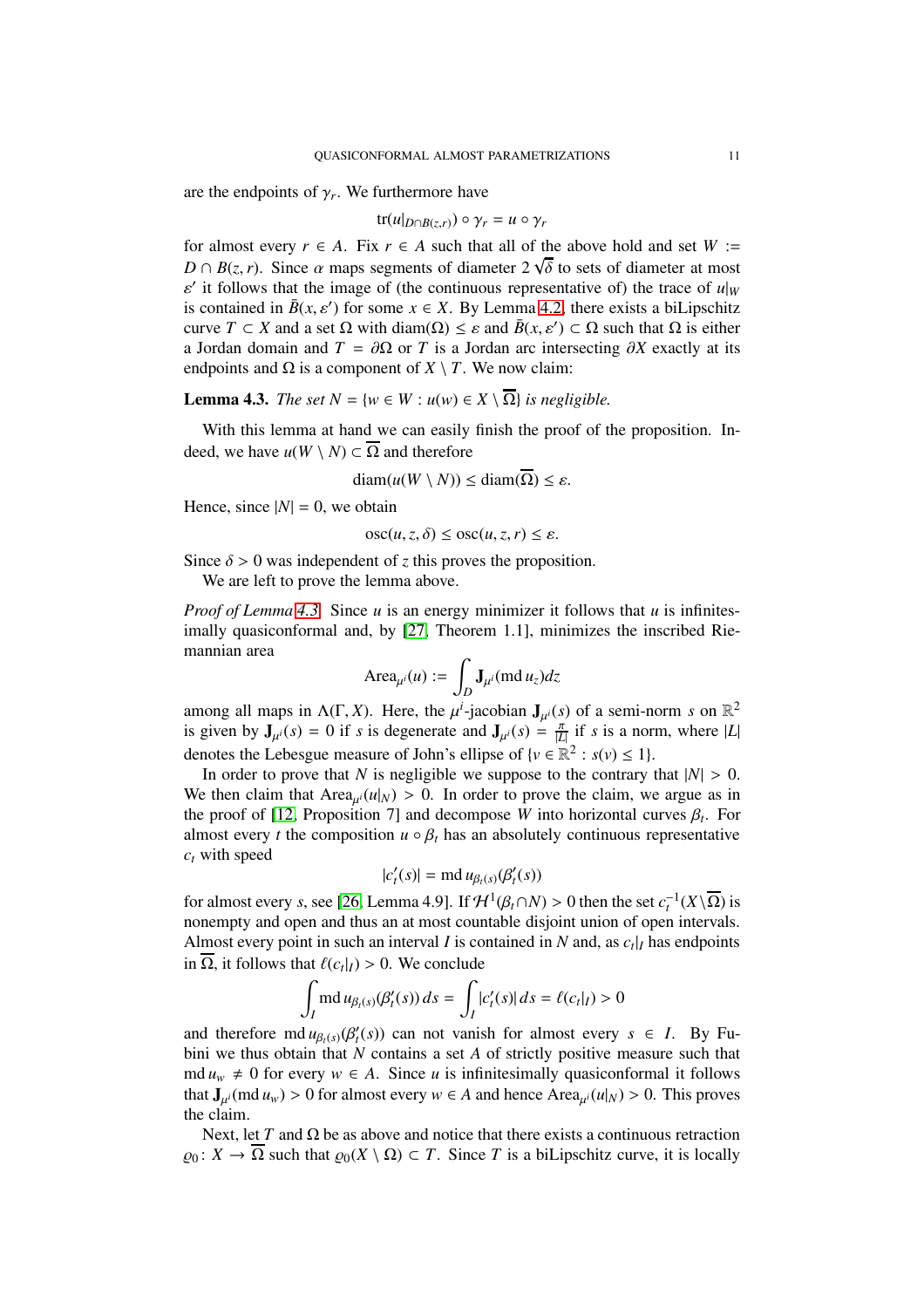are the endpoints of $\gamma_r$. We furthermore have

$$\operatorname{tr}(u|_{D\cap B(z,r)}) \circ \gamma_r = u \circ \gamma_r$$

for almost every $r \in A$. Fix $r \in A$ such that all of the above hold and set $W := D \cap B(z, r)$. Since $\alpha$ maps segments of diameter $2\sqrt{\delta}$ to sets of diameter at most $\varepsilon'$ it follows that the image of (the continuous representative of) the trace of $u|_W$ is contained in $\bar{B}(x, \varepsilon')$ for some $x \in X$. By Lemma 4.2, there exists a biLipschitz curve $T \subset X$ and a set $\Omega$ with $\operatorname{diam}(\Omega) \leq \varepsilon$ and $\bar{B}(x, \varepsilon') \subset \Omega$ such that $\Omega$ is either a Jordan domain and $T = \partial\Omega$ or $T$ is a Jordan arc intersecting $\partial X$ exactly at its endpoints and $\Omega$ is a component of $X \setminus T$. We now claim:

**Lemma 4.3.** *The set $N = \{w \in W : u(w) \in X \setminus \overline{\Omega}\}$ is negligible.*

With this lemma at hand we can easily finish the proof of the proposition. Indeed, we have $u(W \setminus N) \subset \overline{\Omega}$ and therefore

$$\operatorname{diam}(u(W \setminus N)) \leq \operatorname{diam}(\overline{\Omega}) \leq \varepsilon.$$

Hence, since $|N| = 0$, we obtain

$$\operatorname{osc}(u, z, \delta) \leq \operatorname{osc}(u, z, r) \leq \varepsilon.$$

Since $\delta > 0$ was independent of $z$ this proves the proposition.

We are left to prove the lemma above.

*Proof of Lemma 4.3.* Since $u$ is an energy minimizer it follows that $u$ is infinitesimally quasiconformal and, by [27, Theorem 1.1], minimizes the inscribed Riemannian area

$$\operatorname{Area}_{\mu^i}(u) := \int_D \mathbf{J}_{\mu^i}(\operatorname{md} u_z)dz$$

among all maps in $\Lambda(\Gamma, X)$. Here, the $\mu^i$-jacobian $\mathbf{J}_{\mu^i}(s)$ of a semi-norm $s$ on $\mathbb{R}^2$ is given by $\mathbf{J}_{\mu^i}(s) = 0$ if $s$ is degenerate and $\mathbf{J}_{\mu^i}(s) = \frac{\pi}{|L|}$ if $s$ is a norm, where $|L|$ denotes the Lebesgue measure of John's ellipse of $\{v \in \mathbb{R}^2 : s(v) \leq 1\}$.

In order to prove that $N$ is negligible we suppose to the contrary that $|N| > 0$. We then claim that $\operatorname{Area}_{\mu^i}(u|_N) > 0$. In order to prove the claim, we argue as in the proof of [12, Proposition 7] and decompose $W$ into horizontal curves $\beta_t$. For almost every $t$ the composition $u \circ \beta_t$ has an absolutely continuous representative $c_t$ with speed

$$|c_t'(s)| = \operatorname{md} u_{\beta_t(s)}(\beta_t'(s))$$

for almost every $s$, see [26, Lemma 4.9]. If $\mathcal{H}^1(\beta_t \cap N) > 0$ then the set $c_t^{-1}(X \setminus \overline{\Omega})$ is nonempty and open and thus an at most countable disjoint union of open intervals. Almost every point in such an interval $I$ is contained in $N$ and, as $c_t|_I$ has endpoints in $\overline{\Omega}$, it follows that $\ell(c_t|_I) > 0$. We conclude

$$\int_I \operatorname{md} u_{\beta_t(s)}(\beta_t'(s))\, ds = \int_I |c_t'(s)|\, ds = \ell(c_t|_I) > 0$$

and therefore $\operatorname{md} u_{\beta_t(s)}(\beta_t'(s))$ can not vanish for almost every $s \in I$. By Fubini we thus obtain that $N$ contains a set $A$ of strictly positive measure such that $\operatorname{md} u_w \neq 0$ for every $w \in A$. Since $u$ is infinitesimally quasiconformal it follows that $\mathbf{J}_{\mu^i}(\operatorname{md} u_w) > 0$ for almost every $w \in A$ and hence $\operatorname{Area}_{\mu^i}(u|_N) > 0$. This proves the claim.

Next, let $T$ and $\Omega$ be as above and notice that there exists a continuous retraction $\varrho_0 \colon X \to \overline{\Omega}$ such that $\varrho_0(X \setminus \Omega) \subset T$. Since $T$ is a biLipschitz curve, it is locally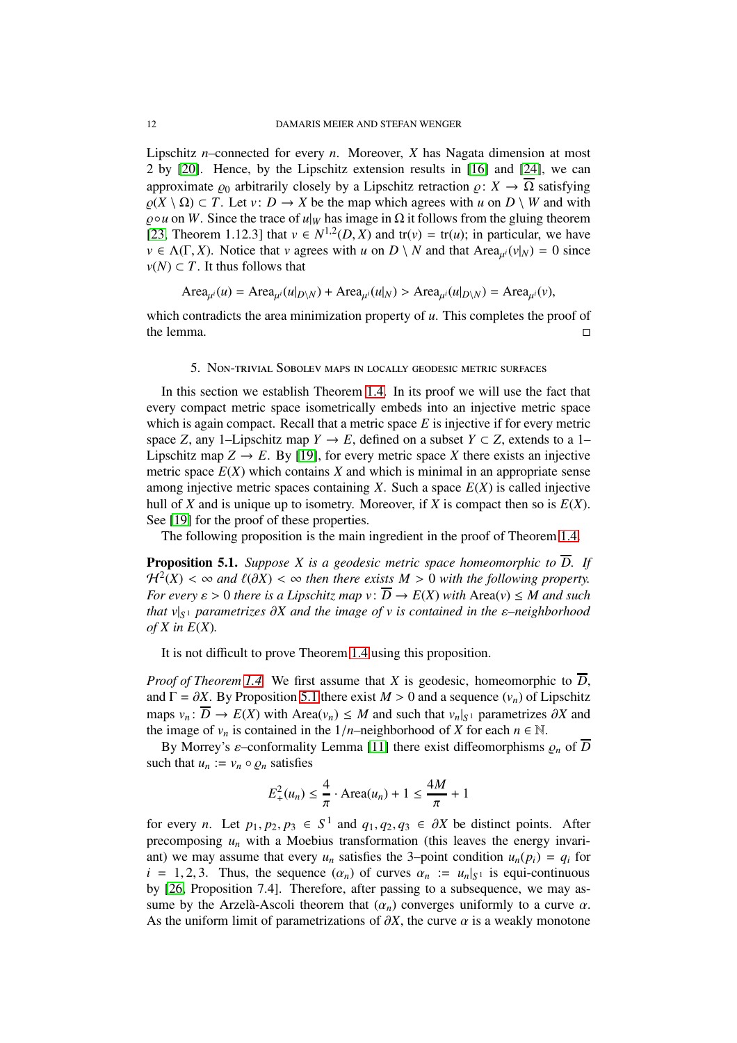Lipschitz $n$–connected for every $n$. Moreover, $X$ has Nagata dimension at most 2 by [20]. Hence, by the Lipschitz extension results in [16] and [24], we can approximate $\varrho_0$ arbitrarily closely by a Lipschitz retraction $\varrho\colon X \to \overline{\Omega}$ satisfying $\varrho(X \setminus \Omega) \subset T$. Let $v\colon D \to X$ be the map which agrees with $u$ on $D \setminus W$ and with $\varrho \circ u$ on $W$. Since the trace of $u|_W$ has image in $\Omega$ it follows from the gluing theorem [23, Theorem 1.12.3] that $v \in N^{1,2}(D, X)$ and $\operatorname{tr}(v) = \operatorname{tr}(u)$; in particular, we have $v \in \Lambda(\Gamma, X)$. Notice that $v$ agrees with $u$ on $D \setminus N$ and that $\operatorname{Area}_{\mu^i}(v|_N) = 0$ since $v(N) \subset T$. It thus follows that

$$\operatorname{Area}_{\mu^i}(u) = \operatorname{Area}_{\mu^i}(u|_{D\setminus N}) + \operatorname{Area}_{\mu^i}(u|_N) > \operatorname{Area}_{\mu^i}(u|_{D\setminus N}) = \operatorname{Area}_{\mu^i}(v),$$

which contradicts the area minimization property of $u$. This completes the proof of the lemma. $\square$

## 5. Non-trivial Sobolev maps in locally geodesic metric surfaces

In this section we establish Theorem 1.4. In its proof we will use the fact that every compact metric space isometrically embeds into an injective metric space which is again compact. Recall that a metric space $E$ is injective if for every metric space $Z$, any 1–Lipschitz map $Y \to E$, defined on a subset $Y \subset Z$, extends to a 1–Lipschitz map $Z \to E$. By [19], for every metric space $X$ there exists an injective metric space $E(X)$ which contains $X$ and which is minimal in an appropriate sense among injective metric spaces containing $X$. Such a space $E(X)$ is called injective hull of $X$ and is unique up to isometry. Moreover, if $X$ is compact then so is $E(X)$. See [19] for the proof of these properties.

The following proposition is the main ingredient in the proof of Theorem 1.4.

**Proposition 5.1.** *Suppose $X$ is a geodesic metric space homeomorphic to $\overline{D}$. If $\mathcal{H}^2(X) < \infty$ and $\ell(\partial X) < \infty$ then there exists $M > 0$ with the following property. For every $\varepsilon > 0$ there is a Lipschitz map $v\colon \overline{D} \to E(X)$ with $\operatorname{Area}(v) \leq M$ and such that $v|_{S^1}$ parametrizes $\partial X$ and the image of $v$ is contained in the $\varepsilon$–neighborhood of $X$ in $E(X)$.*

It is not difficult to prove Theorem 1.4 using this proposition.

*Proof of Theorem 1.4.* We first assume that $X$ is geodesic, homeomorphic to $\overline{D}$, and $\Gamma = \partial X$. By Proposition 5.1 there exist $M > 0$ and a sequence $(v_n)$ of Lipschitz maps $v_n\colon \overline{D} \to E(X)$ with $\operatorname{Area}(v_n) \leq M$ and such that $v_n|_{S^1}$ parametrizes $\partial X$ and the image of $v_n$ is contained in the $1/n$–neighborhood of $X$ for each $n \in \mathbb{N}$.

By Morrey's $\varepsilon$–conformality Lemma [11] there exist diffeomorphisms $\varrho_n$ of $\overline{D}$ such that $u_n := v_n \circ \varrho_n$ satisfies

$$E_+^2(u_n) \leq \frac{4}{\pi} \cdot \operatorname{Area}(u_n) + 1 \leq \frac{4M}{\pi} + 1$$

for every $n$. Let $p_1, p_2, p_3 \in S^1$ and $q_1, q_2, q_3 \in \partial X$ be distinct points. After precomposing $u_n$ with a Moebius transformation (this leaves the energy invariant) we may assume that every $u_n$ satisfies the 3–point condition $u_n(p_i) = q_i$ for $i = 1, 2, 3$. Thus, the sequence $(\alpha_n)$ of curves $\alpha_n := u_n|_{S^1}$ is equi-continuous by [26, Proposition 7.4]. Therefore, after passing to a subsequence, we may assume by the Arzelà-Ascoli theorem that $(\alpha_n)$ converges uniformly to a curve $\alpha$. As the uniform limit of parametrizations of $\partial X$, the curve $\alpha$ is a weakly monotone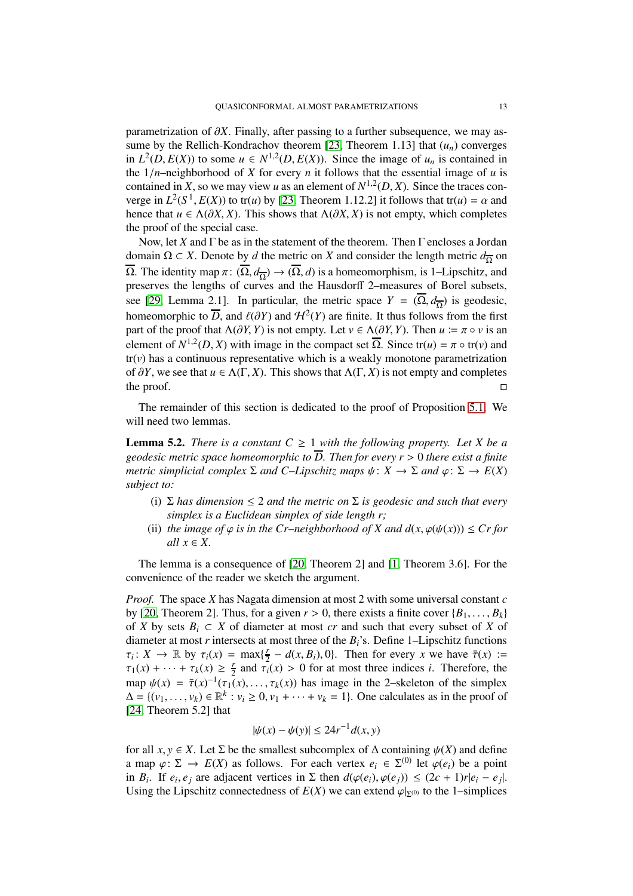parametrization of $\partial X$. Finally, after passing to a further subsequence, we may assume by the Rellich-Kondrachov theorem [23, Theorem 1.13] that $(u_n)$ converges in $L^2(D, E(X))$ to some $u \in N^{1,2}(D, E(X))$. Since the image of $u_n$ is contained in the $1/n$–neighborhood of $X$ for every $n$ it follows that the essential image of $u$ is contained in $X$, so we may view $u$ as an element of $N^{1,2}(D, X)$. Since the traces converge in $L^2(S^1, E(X))$ to $\operatorname{tr}(u)$ by [23, Theorem 1.12.2] it follows that $\operatorname{tr}(u) = \alpha$ and hence that $u \in \Lambda(\partial X, X)$. This shows that $\Lambda(\partial X, X)$ is not empty, which completes the proof of the special case.

Now, let $X$ and $\Gamma$ be as in the statement of the theorem. Then $\Gamma$ encloses a Jordan domain $\Omega \subset X$. Denote by $d$ the metric on $X$ and consider the length metric $d_{\overline{\Omega}}$ on $\overline{\Omega}$. The identity map $\pi\colon (\overline{\Omega}, d_{\overline{\Omega}}) \to (\overline{\Omega}, d)$ is a homeomorphism, is 1–Lipschitz, and preserves the lengths of curves and the Hausdorff 2–measures of Borel subsets, see [29, Lemma 2.1]. In particular, the metric space $Y = (\overline{\Omega}, d_{\overline{\Omega}})$ is geodesic, homeomorphic to $\overline{D}$, and $\ell(\partial Y)$ and $\mathcal{H}^2(Y)$ are finite. It thus follows from the first part of the proof that $\Lambda(\partial Y, Y)$ is not empty. Let $v \in \Lambda(\partial Y, Y)$. Then $u := \pi \circ v$ is an element of $N^{1,2}(D, X)$ with image in the compact set $\overline{\Omega}$. Since $\operatorname{tr}(u) = \pi \circ \operatorname{tr}(v)$ and $\operatorname{tr}(v)$ has a continuous representative which is a weakly monotone parametrization of $\partial Y$, we see that $u \in \Lambda(\Gamma, X)$. This shows that $\Lambda(\Gamma, X)$ is not empty and completes the proof. □

The remainder of this section is dedicated to the proof of Proposition 5.1. We will need two lemmas.

**Lemma 5.2.** *There is a constant $C \geq 1$ with the following property. Let $X$ be a geodesic metric space homeomorphic to $\overline{D}$. Then for every $r > 0$ there exist a finite metric simplicial complex $\Sigma$ and $C$–Lipschitz maps $\psi\colon X \to \Sigma$ and $\varphi\colon \Sigma \to E(X)$ subject to:*

- (i) *$\Sigma$ has dimension $\leq 2$ and the metric on $\Sigma$ is geodesic and such that every simplex is a Euclidean simplex of side length $r$;*
- (ii) *the image of $\varphi$ is in the $Cr$–neighborhood of $X$ and $d(x, \varphi(\psi(x))) \leq Cr$ for all $x \in X$.*

The lemma is a consequence of [20, Theorem 2] and [1, Theorem 3.6]. For the convenience of the reader we sketch the argument.

*Proof.* The space $X$ has Nagata dimension at most 2 with some universal constant $c$ by [20, Theorem 2]. Thus, for a given $r > 0$, there exists a finite cover $\{B_1, \ldots, B_k\}$ of $X$ by sets $B_i \subset X$ of diameter at most $cr$ and such that every subset of $X$ of diameter at most $r$ intersects at most three of the $B_i$'s. Define 1–Lipschitz functions $\tau_i\colon X \to \mathbb{R}$ by $\tau_i(x) = \max\{\frac{r}{2} - d(x, B_i), 0\}$. Then for every $x$ we have $\bar{\tau}(x) := \tau_1(x) + \cdots + \tau_k(x) \geq \frac{r}{2}$ and $\tau_i(x) > 0$ for at most three indices $i$. Therefore, the map $\psi(x) = \bar{\tau}(x)^{-1}(\tau_1(x), \ldots, \tau_k(x))$ has image in the 2–skeleton of the simplex $\Delta = \{(v_1, \ldots, v_k) \in \mathbb{R}^k : v_i \geq 0, v_1 + \cdots + v_k = 1\}$. One calculates as in the proof of [24, Theorem 5.2] that

$$|\psi(x) - \psi(y)| \leq 24r^{-1}d(x, y)$$

for all $x, y \in X$. Let $\Sigma$ be the smallest subcomplex of $\Delta$ containing $\psi(X)$ and define a map $\varphi\colon \Sigma \to E(X)$ as follows. For each vertex $e_i \in \Sigma^{(0)}$ let $\varphi(e_i)$ be a point in $B_i$. If $e_i, e_j$ are adjacent vertices in $\Sigma$ then $d(\varphi(e_i), \varphi(e_j)) \leq (2c + 1)r|e_i - e_j|$. Using the Lipschitz connectedness of $E(X)$ we can extend $\varphi|_{\Sigma^{(0)}}$ to the 1–simplices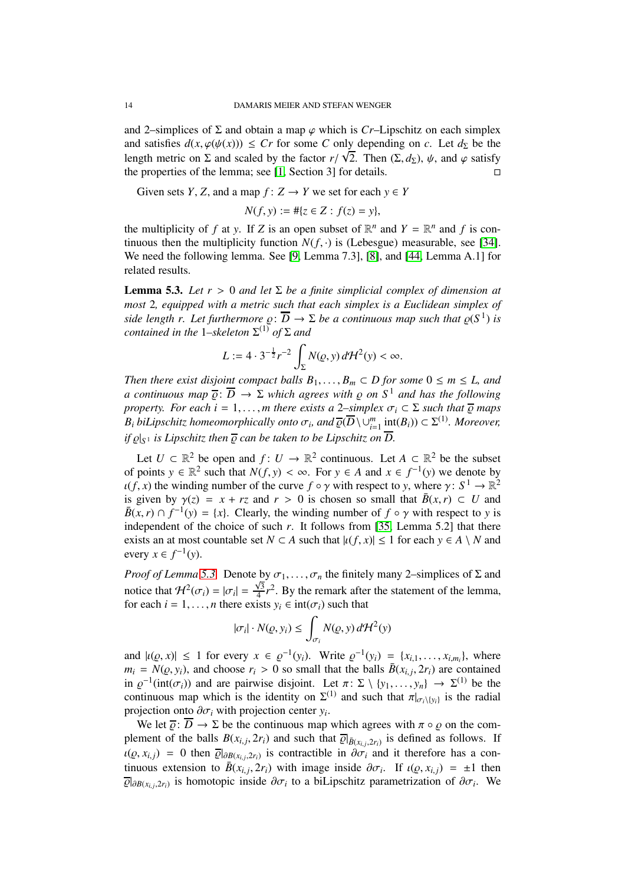and 2–simplices of $\Sigma$ and obtain a map $\varphi$ which is $Cr$–Lipschitz on each simplex and satisfies $d(x, \varphi(\psi(x))) \leq Cr$ for some $C$ only depending on $c$. Let $d_\Sigma$ be the length metric on $\Sigma$ and scaled by the factor $r/\sqrt{2}$. Then $(\Sigma, d_\Sigma)$, $\psi$, and $\varphi$ satisfy the properties of the lemma; see [1, Section 3] for details. □

Given sets $Y, Z$, and a map $f\colon Z \to Y$ we set for each $y \in Y$

$$N(f, y) := \#\{z \in Z : f(z) = y\},$$

the multiplicity of $f$ at $y$. If $Z$ is an open subset of $\mathbb{R}^n$ and $Y = \mathbb{R}^n$ and $f$ is continuous then the multiplicity function $N(f, \cdot)$ is (Lebesgue) measurable, see [34]. We need the following lemma. See [9, Lemma 7.3], [8], and [44, Lemma A.1] for related results.

**Lemma 5.3.** *Let $r > 0$ and let $\Sigma$ be a finite simplicial complex of dimension at most 2, equipped with a metric such that each simplex is a Euclidean simplex of side length $r$. Let furthermore $\varrho\colon \overline{D} \to \Sigma$ be a continuous map such that $\varrho(S^1)$ is contained in the 1–skeleton $\Sigma^{(1)}$ of $\Sigma$ and*

$$L := 4 \cdot 3^{-\frac{1}{2}} r^{-2} \int_\Sigma N(\varrho, y)\, d\mathcal{H}^2(y) < \infty.$$

*Then there exist disjoint compact balls $B_1, \dots, B_m \subset D$ for some $0 \leq m \leq L$, and a continuous map $\overline{\varrho}\colon \overline{D} \to \Sigma$ which agrees with $\varrho$ on $S^1$ and has the following property. For each $i = 1, \dots, m$ there exists a 2–simplex $\sigma_i \subset \Sigma$ such that $\overline{\varrho}$ maps $B_i$ biLipschitz homeomorphically onto $\sigma_i$, and $\overline{\varrho}(\overline{D} \setminus \cup_{i=1}^m \operatorname{int}(B_i)) \subset \Sigma^{(1)}$. Moreover, if $\varrho|_{S^1}$ is Lipschitz then $\overline{\varrho}$ can be taken to be Lipschitz on $\overline{D}$.*

Let $U \subset \mathbb{R}^2$ be open and $f\colon U \to \mathbb{R}^2$ continuous. Let $A \subset \mathbb{R}^2$ be the subset of points $y \in \mathbb{R}^2$ such that $N(f, y) < \infty$. For $y \in A$ and $x \in f^{-1}(y)$ we denote by $\iota(f, x)$ the winding number of the curve $f \circ \gamma$ with respect to $y$, where $\gamma\colon S^1 \to \mathbb{R}^2$ is given by $\gamma(z) = x + rz$ and $r > 0$ is chosen so small that $\bar{B}(x, r) \subset U$ and $\bar{B}(x, r) \cap f^{-1}(y) = \{x\}$. Clearly, the winding number of $f \circ \gamma$ with respect to $y$ is independent of the choice of such $r$. It follows from [35, Lemma 5.2] that there exists an at most countable set $N \subset A$ such that $|\iota(f, x)| \leq 1$ for each $y \in A \setminus N$ and every $x \in f^{-1}(y)$.

*Proof of Lemma 5.3.* Denote by $\sigma_1, \dots, \sigma_n$ the finitely many 2–simplices of $\Sigma$ and notice that $\mathcal{H}^2(\sigma_i) = |\sigma_i| = \frac{\sqrt{3}}{4} r^2$. By the remark after the statement of the lemma, for each $i = 1, \dots, n$ there exists $y_i \in \operatorname{int}(\sigma_i)$ such that

$$|\sigma_i| \cdot N(\varrho, y_i) \leq \int_{\sigma_i} N(\varrho, y)\, d\mathcal{H}^2(y)$$

and $|\iota(\varrho, x)| \leq 1$ for every $x \in \varrho^{-1}(y_i)$. Write $\varrho^{-1}(y_i) = \{x_{i,1}, \dots, x_{i,m_i}\}$, where $m_i = N(\varrho, y_i)$, and choose $r_i > 0$ so small that the balls $\bar{B}(x_{i,j}, 2r_i)$ are contained in $\varrho^{-1}(\operatorname{int}(\sigma_i))$ and are pairwise disjoint. Let $\pi\colon \Sigma \setminus \{y_1, \dots, y_n\} \to \Sigma^{(1)}$ be the continuous map which is the identity on $\Sigma^{(1)}$ and such that $\pi|_{\sigma_i \setminus \{y_i\}}$ is the radial projection onto $\partial \sigma_i$ with projection center $y_i$.

We let $\overline{\varrho}\colon \overline{D} \to \Sigma$ be the continuous map which agrees with $\pi \circ \varrho$ on the complement of the balls $B(x_{i,j}, 2r_i)$ and such that $\overline{\varrho}|_{\bar{B}(x_{i,j}, 2r_i)}$ is defined as follows. If $\iota(\varrho, x_{i,j}) = 0$ then $\overline{\varrho}|_{\partial B(x_{i,j}, 2r_i)}$ is contractible in $\partial \sigma_i$ and it therefore has a continuous extension to $\bar{B}(x_{i,j}, 2r_i)$ with image inside $\partial \sigma_i$. If $\iota(\varrho, x_{i,j}) = \pm 1$ then $\overline{\varrho}|_{\partial B(x_{i,j}, 2r_i)}$ is homotopic inside $\partial \sigma_i$ to a biLipschitz parametrization of $\partial \sigma_i$. We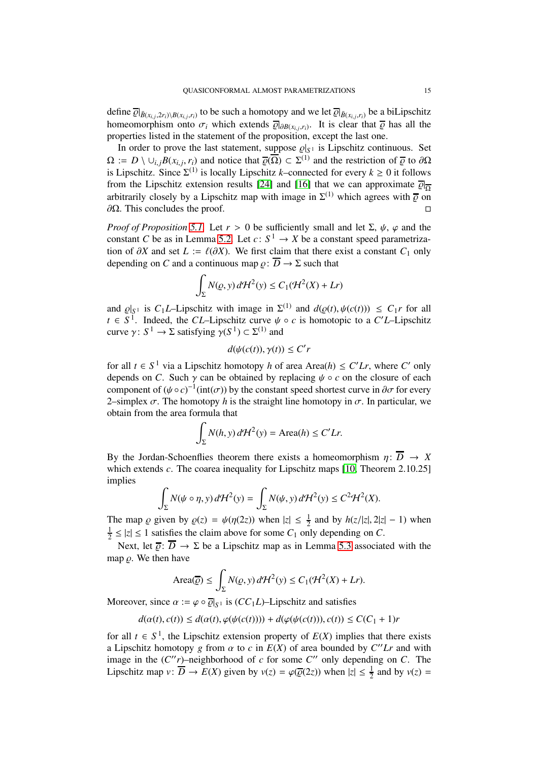define $\overline{\varrho}|_{\bar{B}(x_{i,j},2r_i)\setminus B(x_{i,j},r_i)}$ to be such a homotopy and we let $\overline{\varrho}|_{\bar{B}(x_{i,j},r_i)}$ be a biLipschitz homeomorphism onto $\sigma_i$ which extends $\overline{\varrho}|_{\partial B(x_{i,j},r_i)}$. It is clear that $\overline{\varrho}$ has all the properties listed in the statement of the proposition, except the last one.

In order to prove the last statement, suppose $\varrho|_{S^1}$ is Lipschitz continuous. Set $\Omega := D \setminus \cup_{i,j} B(x_{i,j}, r_i)$ and notice that $\overline{\varrho}(\overline{\Omega}) \subset \Sigma^{(1)}$ and the restriction of $\overline{\varrho}$ to $\partial\Omega$ is Lipschitz. Since $\Sigma^{(1)}$ is locally Lipschitz $k$–connected for every $k \geq 0$ it follows from the Lipschitz extension results [24] and [16] that we can approximate $\overline{\varrho}|_{\overline{\Omega}}$ arbitrarily closely by a Lipschitz map with image in $\Sigma^{(1)}$ which agrees with $\overline{\varrho}$ on $\partial\Omega$. This concludes the proof. □

*Proof of Proposition 5.1.* Let $r > 0$ be sufficiently small and let $\Sigma$, $\psi$, $\varphi$ and the constant $C$ be as in Lemma 5.2. Let $c\colon S^1 \to X$ be a constant speed parametrization of $\partial X$ and set $L := \ell(\partial X)$. We first claim that there exist a constant $C_1$ only depending on $C$ and a continuous map $\varrho\colon \overline{D} \to \Sigma$ such that

$$\int_\Sigma N(\varrho, y)\, d\mathcal{H}^2(y) \leq C_1(\mathcal{H}^2(X) + Lr)$$

and $\varrho|_{S^1}$ is $C_1L$–Lipschitz with image in $\Sigma^{(1)}$ and $d(\varrho(t), \psi(c(t))) \leq C_1 r$ for all $t \in S^1$. Indeed, the $CL$–Lipschitz curve $\psi \circ c$ is homotopic to a $C'L$–Lipschitz curve $\gamma\colon S^1 \to \Sigma$ satisfying $\gamma(S^1) \subset \Sigma^{(1)}$ and

$$d(\psi(c(t)), \gamma(t)) \leq C'r$$

for all $t \in S^1$ via a Lipschitz homotopy $h$ of area $\operatorname{Area}(h) \leq C'Lr$, where $C'$ only depends on $C$. Such $\gamma$ can be obtained by replacing $\psi \circ c$ on the closure of each component of $(\psi \circ c)^{-1}(\operatorname{int}(\sigma))$ by the constant speed shortest curve in $\partial\sigma$ for every 2–simplex $\sigma$. The homotopy $h$ is the straight line homotopy in $\sigma$. In particular, we obtain from the area formula that

$$\int_\Sigma N(h, y)\, d\mathcal{H}^2(y) = \operatorname{Area}(h) \leq C'Lr.$$

By the Jordan-Schoenflies theorem there exists a homeomorphism $\eta\colon \overline{D} \to X$ which extends $c$. The coarea inequality for Lipschitz maps [10, Theorem 2.10.25] implies

$$\int_\Sigma N(\psi \circ \eta, y)\, d\mathcal{H}^2(y) = \int_\Sigma N(\psi, y)\, d\mathcal{H}^2(y) \leq C^2\mathcal{H}^2(X).$$

The map $\varrho$ given by $\varrho(z) = \psi(\eta(2z))$ when $|z| \leq \frac{1}{2}$ and by $h(z/|z|, 2|z| - 1)$ when $\frac{1}{2} \leq |z| \leq 1$ satisfies the claim above for some $C_1$ only depending on $C$.

Next, let $\overline{\varrho}\colon \overline{D} \to \Sigma$ be a Lipschitz map as in Lemma 5.3 associated with the map $\varrho$. We then have

$$\operatorname{Area}(\overline{\varrho}) \leq \int_\Sigma N(\varrho, y)\, d\mathcal{H}^2(y) \leq C_1(\mathcal{H}^2(X) + Lr).$$

Moreover, since $\alpha := \varphi \circ \overline{\varrho}|_{S^1}$ is $(CC_1L)$–Lipschitz and satisfies

$$d(\alpha(t), c(t)) \leq d(\alpha(t), \varphi(\psi(c(t)))) + d(\varphi(\psi(c(t))), c(t)) \leq C(C_1 + 1)r$$

for all $t \in S^1$, the Lipschitz extension property of $E(X)$ implies that there exists a Lipschitz homotopy $g$ from $\alpha$ to $c$ in $E(X)$ of area bounded by $C''Lr$ and with image in the $(C''r)$–neighborhood of $c$ for some $C''$ only depending on $C$. The Lipschitz map $v\colon \overline{D} \to E(X)$ given by $v(z) = \varphi(\overline{\varrho}(2z))$ when $|z| \leq \frac{1}{2}$ and by $v(z) =$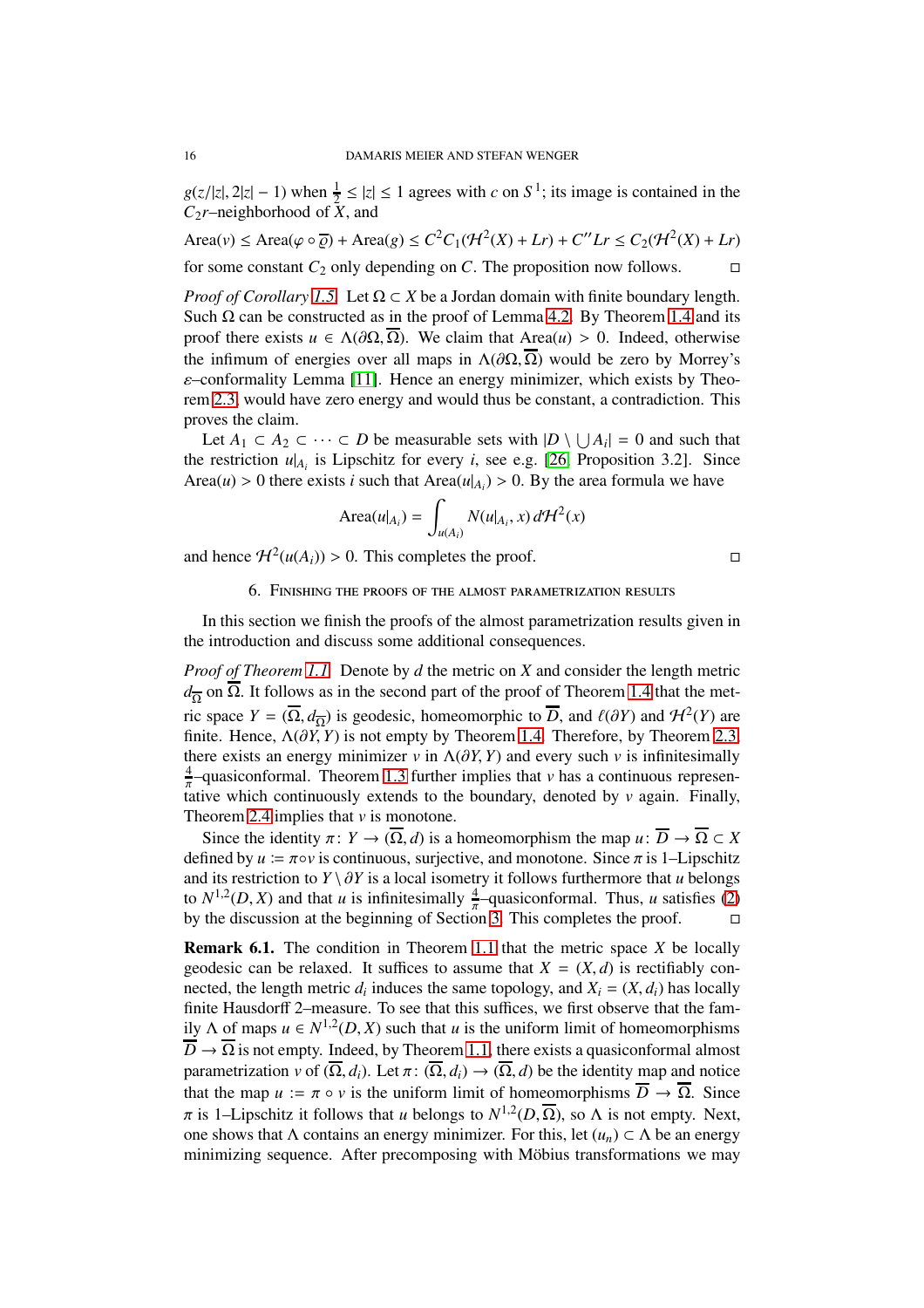$g(z/|z|, 2|z|-1)$ when $\frac{1}{2} \leq |z| \leq 1$ agrees with $c$ on $S^1$; its image is contained in the $C_2 r$–neighborhood of $X$, and

$$\text{Area}(v) \leq \text{Area}(\varphi \circ \overline{\varrho}) + \text{Area}(g) \leq C^2 C_1(\mathcal{H}^2(X) + Lr) + C'' Lr \leq C_2(\mathcal{H}^2(X) + Lr)$$

for some constant $C_2$ only depending on $C$. The proposition now follows. □

*Proof of Corollary 1.5.* Let $\Omega \subset X$ be a Jordan domain with finite boundary length. Such $\Omega$ can be constructed as in the proof of Lemma 4.2. By Theorem 1.4 and its proof there exists $u \in \Lambda(\partial\Omega, \overline{\Omega})$. We claim that $\text{Area}(u) > 0$. Indeed, otherwise the infimum of energies over all maps in $\Lambda(\partial\Omega, \overline{\Omega})$ would be zero by Morrey's $\varepsilon$–conformality Lemma [11]. Hence an energy minimizer, which exists by Theorem 2.3, would have zero energy and would thus be constant, a contradiction. This proves the claim.

Let $A_1 \subset A_2 \subset \cdots \subset D$ be measurable sets with $|D \setminus \bigcup A_i| = 0$ and such that the restriction $u|_{A_i}$ is Lipschitz for every $i$, see e.g. [26, Proposition 3.2]. Since $\text{Area}(u) > 0$ there exists $i$ such that $\text{Area}(u|_{A_i}) > 0$. By the area formula we have

$$\text{Area}(u|_{A_i}) = \int_{u(A_i)} N(u|_{A_i}, x)\, d\mathcal{H}^2(x)$$

and hence $\mathcal{H}^2(u(A_i)) > 0$. This completes the proof. □

## 6. Finishing the proofs of the almost parametrization results

In this section we finish the proofs of the almost parametrization results given in the introduction and discuss some additional consequences.

*Proof of Theorem 1.1.* Denote by $d$ the metric on $X$ and consider the length metric $d_{\overline{\Omega}}$ on $\overline{\Omega}$. It follows as in the second part of the proof of Theorem 1.4 that the metric space $Y = (\overline{\Omega}, d_{\overline{\Omega}})$ is geodesic, homeomorphic to $\overline{D}$, and $\ell(\partial Y)$ and $\mathcal{H}^2(Y)$ are finite. Hence, $\Lambda(\partial Y, Y)$ is not empty by Theorem 1.4. Therefore, by Theorem 2.3 there exists an energy minimizer $v$ in $\Lambda(\partial Y, Y)$ and every such $v$ is infinitesimally $\frac{4}{\pi}$–quasiconformal. Theorem 1.3 further implies that $v$ has a continuous representative which continuously extends to the boundary, denoted by $v$ again. Finally, Theorem 2.4 implies that $v$ is monotone.

Since the identity $\pi\colon Y \to (\overline{\Omega}, d)$ is a homeomorphism the map $u\colon \overline{D} \to \overline{\Omega} \subset X$ defined by $u := \pi \circ v$ is continuous, surjective, and monotone. Since $\pi$ is 1–Lipschitz and its restriction to $Y \setminus \partial Y$ is a local isometry it follows furthermore that $u$ belongs to $N^{1,2}(D, X)$ and that $u$ is infinitesimally $\frac{4}{\pi}$–quasiconformal. Thus, $u$ satisfies (2) by the discussion at the beginning of Section 3. This completes the proof. □

**Remark 6.1.** The condition in Theorem 1.1 that the metric space $X$ be locally geodesic can be relaxed. It suffices to assume that $X = (X, d)$ is rectifiably connected, the length metric $d_i$ induces the same topology, and $X_i = (X, d_i)$ has locally finite Hausdorff 2–measure. To see that this suffices, we first observe that the family $\Lambda$ of maps $u \in N^{1,2}(D, X)$ such that $u$ is the uniform limit of homeomorphisms $\overline{D} \to \overline{\Omega}$ is not empty. Indeed, by Theorem 1.1 there exists a quasiconformal almost parametrization $v$ of $(\overline{\Omega}, d_i)$. Let $\pi\colon (\overline{\Omega}, d_i) \to (\overline{\Omega}, d)$ be the identity map and notice that the map $u := \pi \circ v$ is the uniform limit of homeomorphisms $\overline{D} \to \overline{\Omega}$. Since $\pi$ is 1–Lipschitz it follows that $u$ belongs to $N^{1,2}(D, \overline{\Omega})$, so $\Lambda$ is not empty. Next, one shows that $\Lambda$ contains an energy minimizer. For this, let $(u_n) \subset \Lambda$ be an energy minimizing sequence. After precomposing with Möbius transformations we may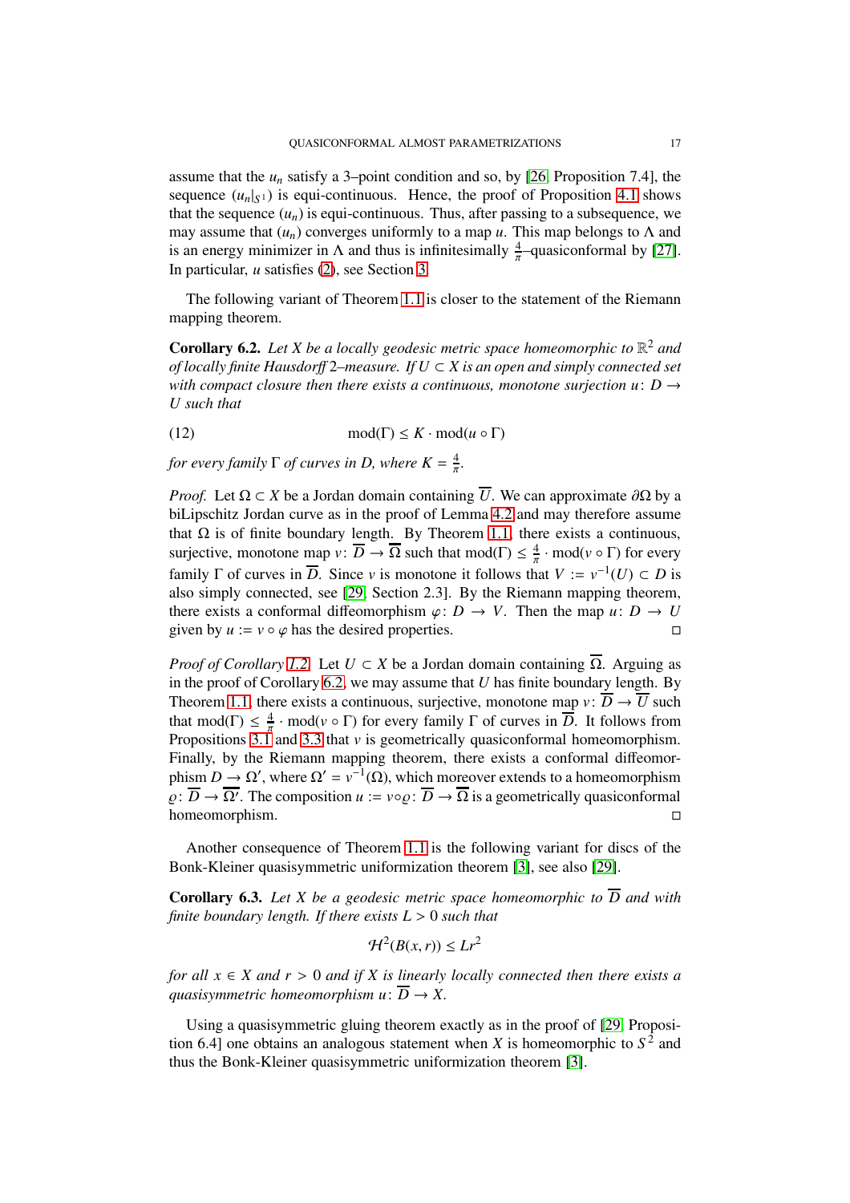assume that the $u_n$ satisfy a 3–point condition and so, by [26, Proposition 7.4], the sequence $(u_n|_{S^1})$ is equi-continuous. Hence, the proof of Proposition 4.1 shows that the sequence $(u_n)$ is equi-continuous. Thus, after passing to a subsequence, we may assume that $(u_n)$ converges uniformly to a map $u$. This map belongs to $\Lambda$ and is an energy minimizer in $\Lambda$ and thus is infinitesimally $\frac{4}{\pi}$–quasiconformal by [27]. In particular, $u$ satisfies (2), see Section 3.

The following variant of Theorem 1.1 is closer to the statement of the Riemann mapping theorem.

**Corollary 6.2.** *Let $X$ be a locally geodesic metric space homeomorphic to $\mathbb{R}^2$ and of locally finite Hausdorff 2–measure. If $U \subset X$ is an open and simply connected set with compact closure then there exists a continuous, monotone surjection $u\colon D \to U$ such that*

$$\operatorname{mod}(\Gamma) \leq K \cdot \operatorname{mod}(u \circ \Gamma) \tag{12}$$

*for every family $\Gamma$ of curves in $D$, where $K = \frac{4}{\pi}$.*

*Proof.* Let $\Omega \subset X$ be a Jordan domain containing $\overline{U}$. We can approximate $\partial\Omega$ by a biLipschitz Jordan curve as in the proof of Lemma 4.2 and may therefore assume that $\Omega$ is of finite boundary length. By Theorem 1.1, there exists a continuous, surjective, monotone map $v\colon \overline{D} \to \overline{\Omega}$ such that $\operatorname{mod}(\Gamma) \leq \frac{4}{\pi} \cdot \operatorname{mod}(v \circ \Gamma)$ for every family $\Gamma$ of curves in $\overline{D}$. Since $v$ is monotone it follows that $V := v^{-1}(U) \subset D$ is also simply connected, see [29, Section 2.3]. By the Riemann mapping theorem, there exists a conformal diffeomorphism $\varphi\colon D \to V$. Then the map $u\colon D \to U$ given by $u := v \circ \varphi$ has the desired properties. □

*Proof of Corollary 1.2.* Let $U \subset X$ be a Jordan domain containing $\overline{\Omega}$. Arguing as in the proof of Corollary 6.2, we may assume that $U$ has finite boundary length. By Theorem 1.1, there exists a continuous, surjective, monotone map $v\colon \overline{D} \to \overline{U}$ such that $\operatorname{mod}(\Gamma) \leq \frac{4}{\pi} \cdot \operatorname{mod}(v \circ \Gamma)$ for every family $\Gamma$ of curves in $\overline{D}$. It follows from Propositions 3.1 and 3.3 that $v$ is geometrically quasiconformal homeomorphism. Finally, by the Riemann mapping theorem, there exists a conformal diffeomorphism $D \to \Omega'$, where $\Omega' = v^{-1}(\Omega)$, which moreover extends to a homeomorphism $\varrho\colon \overline{D} \to \overline{\Omega'}$. The composition $u := v \circ \varrho\colon \overline{D} \to \overline{\Omega}$ is a geometrically quasiconformal homeomorphism. □

Another consequence of Theorem 1.1 is the following variant for discs of the Bonk-Kleiner quasisymmetric uniformization theorem [3], see also [29].

**Corollary 6.3.** *Let $X$ be a geodesic metric space homeomorphic to $\overline{D}$ and with finite boundary length. If there exists $L > 0$ such that*

$$\mathcal{H}^2(B(x, r)) \leq Lr^2$$

*for all $x \in X$ and $r > 0$ and if $X$ is linearly locally connected then there exists a quasisymmetric homeomorphism $u\colon \overline{D} \to X$.*

Using a quasisymmetric gluing theorem exactly as in the proof of [29, Proposition 6.4] one obtains an analogous statement when $X$ is homeomorphic to $S^2$ and thus the Bonk-Kleiner quasisymmetric uniformization theorem [3].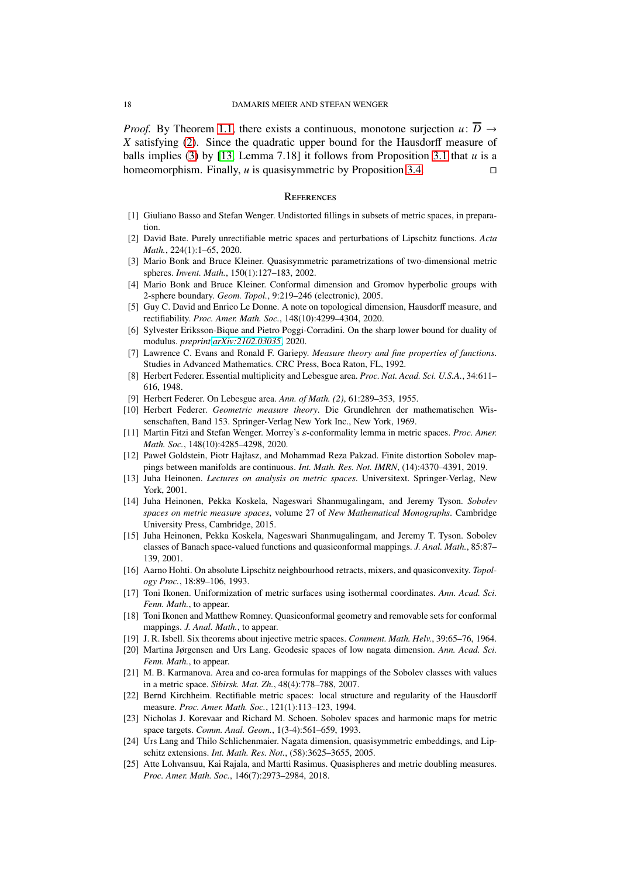*Proof.* By Theorem 1.1, there exists a continuous, monotone surjection $u\colon \overline{D} \to X$ satisfying (2). Since the quadratic upper bound for the Hausdorff measure of balls implies (3) by [13, Lemma 7.18] it follows from Proposition 3.1 that $u$ is a homeomorphism. Finally, $u$ is quasisymmetric by Proposition 3.4. □

## References

[1] Giuliano Basso and Stefan Wenger. Undistorted fillings in subsets of metric spaces, in preparation.

[2] David Bate. Purely unrectifiable metric spaces and perturbations of Lipschitz functions. *Acta Math.*, 224(1):1–65, 2020.

[3] Mario Bonk and Bruce Kleiner. Quasisymmetric parametrizations of two-dimensional metric spheres. *Invent. Math.*, 150(1):127–183, 2002.

[4] Mario Bonk and Bruce Kleiner. Conformal dimension and Gromov hyperbolic groups with 2-sphere boundary. *Geom. Topol.*, 9:219–246 (electronic), 2005.

[5] Guy C. David and Enrico Le Donne. A note on topological dimension, Hausdorff measure, and rectifiability. *Proc. Amer. Math. Soc.*, 148(10):4299–4304, 2020.

[6] Sylvester Eriksson-Bique and Pietro Poggi-Corradini. On the sharp lower bound for duality of modulus. *preprint arXiv:2102.03035*, 2020.

[7] Lawrence C. Evans and Ronald F. Gariepy. *Measure theory and fine properties of functions*. Studies in Advanced Mathematics. CRC Press, Boca Raton, FL, 1992.

[8] Herbert Federer. Essential multiplicity and Lebesgue area. *Proc. Nat. Acad. Sci. U.S.A.*, 34:611–616, 1948.

[9] Herbert Federer. On Lebesgue area. *Ann. of Math. (2)*, 61:289–353, 1955.

[10] Herbert Federer. *Geometric measure theory*. Die Grundlehren der mathematischen Wissenschaften, Band 153. Springer-Verlag New York Inc., New York, 1969.

[11] Martin Fitzi and Stefan Wenger. Morrey's $\varepsilon$-conformality lemma in metric spaces. *Proc. Amer. Math. Soc.*, 148(10):4285–4298, 2020.

[12] Paweł Goldstein, Piotr Hajłasz, and Mohammad Reza Pakzad. Finite distortion Sobolev mappings between manifolds are continuous. *Int. Math. Res. Not. IMRN*, (14):4370–4391, 2019.

[13] Juha Heinonen. *Lectures on analysis on metric spaces*. Universitext. Springer-Verlag, New York, 2001.

[14] Juha Heinonen, Pekka Koskela, Nageswari Shanmugalingam, and Jeremy Tyson. *Sobolev spaces on metric measure spaces*, volume 27 of *New Mathematical Monographs*. Cambridge University Press, Cambridge, 2015.

[15] Juha Heinonen, Pekka Koskela, Nageswari Shanmugalingam, and Jeremy T. Tyson. Sobolev classes of Banach space-valued functions and quasiconformal mappings. *J. Anal. Math.*, 85:87–139, 2001.

[16] Aarno Hohti. On absolute Lipschitz neighbourhood retracts, mixers, and quasiconvexity. *Topology Proc.*, 18:89–106, 1993.

[17] Toni Ikonen. Uniformization of metric surfaces using isothermal coordinates. *Ann. Acad. Sci. Fenn. Math.*, to appear.

[18] Toni Ikonen and Matthew Romney. Quasiconformal geometry and removable sets for conformal mappings. *J. Anal. Math.*, to appear.

[19] J. R. Isbell. Six theorems about injective metric spaces. *Comment. Math. Helv.*, 39:65–76, 1964.

[20] Martina Jørgensen and Urs Lang. Geodesic spaces of low nagata dimension. *Ann. Acad. Sci. Fenn. Math.*, to appear.

[21] M. B. Karmanova. Area and co-area formulas for mappings of the Sobolev classes with values in a metric space. *Sibirsk. Mat. Zh.*, 48(4):778–788, 2007.

[22] Bernd Kirchheim. Rectifiable metric spaces: local structure and regularity of the Hausdorff measure. *Proc. Amer. Math. Soc.*, 121(1):113–123, 1994.

[23] Nicholas J. Korevaar and Richard M. Schoen. Sobolev spaces and harmonic maps for metric space targets. *Comm. Anal. Geom.*, 1(3-4):561–659, 1993.

[24] Urs Lang and Thilo Schlichenmaier. Nagata dimension, quasisymmetric embeddings, and Lipschitz extensions. *Int. Math. Res. Not.*, (58):3625–3655, 2005.

[25] Atte Lohvansuu, Kai Rajala, and Martti Rasimus. Quasispheres and metric doubling measures. *Proc. Amer. Math. Soc.*, 146(7):2973–2984, 2018.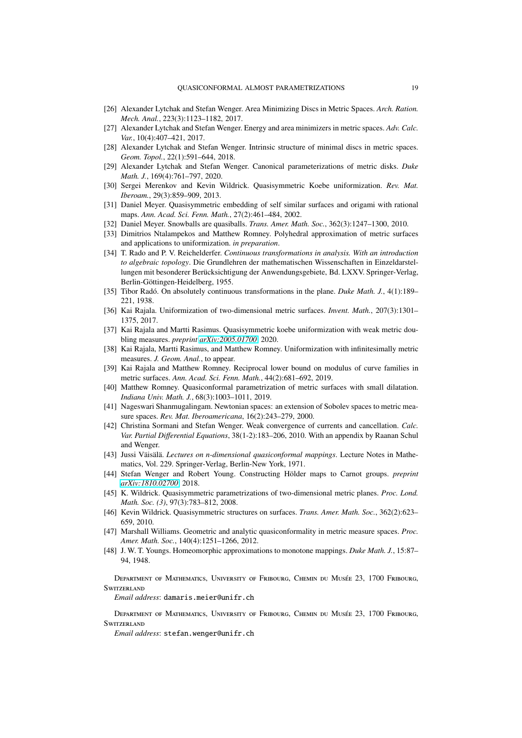[26] Alexander Lytchak and Stefan Wenger. Area Minimizing Discs in Metric Spaces. *Arch. Ration. Mech. Anal.*, 223(3):1123–1182, 2017.

[27] Alexander Lytchak and Stefan Wenger. Energy and area minimizers in metric spaces. *Adv. Calc. Var.*, 10(4):407–421, 2017.

[28] Alexander Lytchak and Stefan Wenger. Intrinsic structure of minimal discs in metric spaces. *Geom. Topol.*, 22(1):591–644, 2018.

[29] Alexander Lytchak and Stefan Wenger. Canonical parameterizations of metric disks. *Duke Math. J.*, 169(4):761–797, 2020.

[30] Sergei Merenkov and Kevin Wildrick. Quasisymmetric Koebe uniformization. *Rev. Mat. Iberoam.*, 29(3):859–909, 2013.

[31] Daniel Meyer. Quasisymmetric embedding of self similar surfaces and origami with rational maps. *Ann. Acad. Sci. Fenn. Math.*, 27(2):461–484, 2002.

[32] Daniel Meyer. Snowballs are quasiballs. *Trans. Amer. Math. Soc.*, 362(3):1247–1300, 2010.

[33] Dimitrios Ntalampekos and Matthew Romney. Polyhedral approximation of metric surfaces and applications to uniformization. *in preparation*.

[34] T. Rado and P. V. Reichelderfer. *Continuous transformations in analysis. With an introduction to algebraic topology*. Die Grundlehren der mathematischen Wissenschaften in Einzeldarstellungen mit besonderer Berücksichtigung der Anwendungsgebiete, Bd. LXXV. Springer-Verlag, Berlin-Göttingen-Heidelberg, 1955.

[35] Tibor Radó. On absolutely continuous transformations in the plane. *Duke Math. J.*, 4(1):189–221, 1938.

[36] Kai Rajala. Uniformization of two-dimensional metric surfaces. *Invent. Math.*, 207(3):1301–1375, 2017.

[37] Kai Rajala and Martti Rasimus. Quasisymmetric koebe uniformization with weak metric doubling measures. *preprint arXiv:2005.01700*, 2020.

[38] Kai Rajala, Martti Rasimus, and Matthew Romney. Uniformization with infinitesimally metric measures. *J. Geom. Anal.*, to appear.

[39] Kai Rajala and Matthew Romney. Reciprocal lower bound on modulus of curve families in metric surfaces. *Ann. Acad. Sci. Fenn. Math.*, 44(2):681–692, 2019.

[40] Matthew Romney. Quasiconformal parametrization of metric surfaces with small dilatation. *Indiana Univ. Math. J.*, 68(3):1003–1011, 2019.

[41] Nageswari Shanmugalingam. Newtonian spaces: an extension of Sobolev spaces to metric measure spaces. *Rev. Mat. Iberoamericana*, 16(2):243–279, 2000.

[42] Christina Sormani and Stefan Wenger. Weak convergence of currents and cancellation. *Calc. Var. Partial Differential Equations*, 38(1-2):183–206, 2010. With an appendix by Raanan Schul and Wenger.

[43] Jussi Väisälä. *Lectures on n-dimensional quasiconformal mappings*. Lecture Notes in Mathematics, Vol. 229. Springer-Verlag, Berlin-New York, 1971.

[44] Stefan Wenger and Robert Young. Constructing Hölder maps to Carnot groups. *preprint arXiv:1810.02700*, 2018.

[45] K. Wildrick. Quasisymmetric parametrizations of two-dimensional metric planes. *Proc. Lond. Math. Soc. (3)*, 97(3):783–812, 2008.

[46] Kevin Wildrick. Quasisymmetric structures on surfaces. *Trans. Amer. Math. Soc.*, 362(2):623–659, 2010.

[47] Marshall Williams. Geometric and analytic quasiconformality in metric measure spaces. *Proc. Amer. Math. Soc.*, 140(4):1251–1266, 2012.

[48] J. W. T. Youngs. Homeomorphic approximations to monotone mappings. *Duke Math. J.*, 15:87–94, 1948.

Department of Mathematics, University of Fribourg, Chemin du Musée 23, 1700 Fribourg, Switzerland

*Email address*: damaris.meier@unifr.ch

Department of Mathematics, University of Fribourg, Chemin du Musée 23, 1700 Fribourg, Switzerland

*Email address*: stefan.wenger@unifr.ch